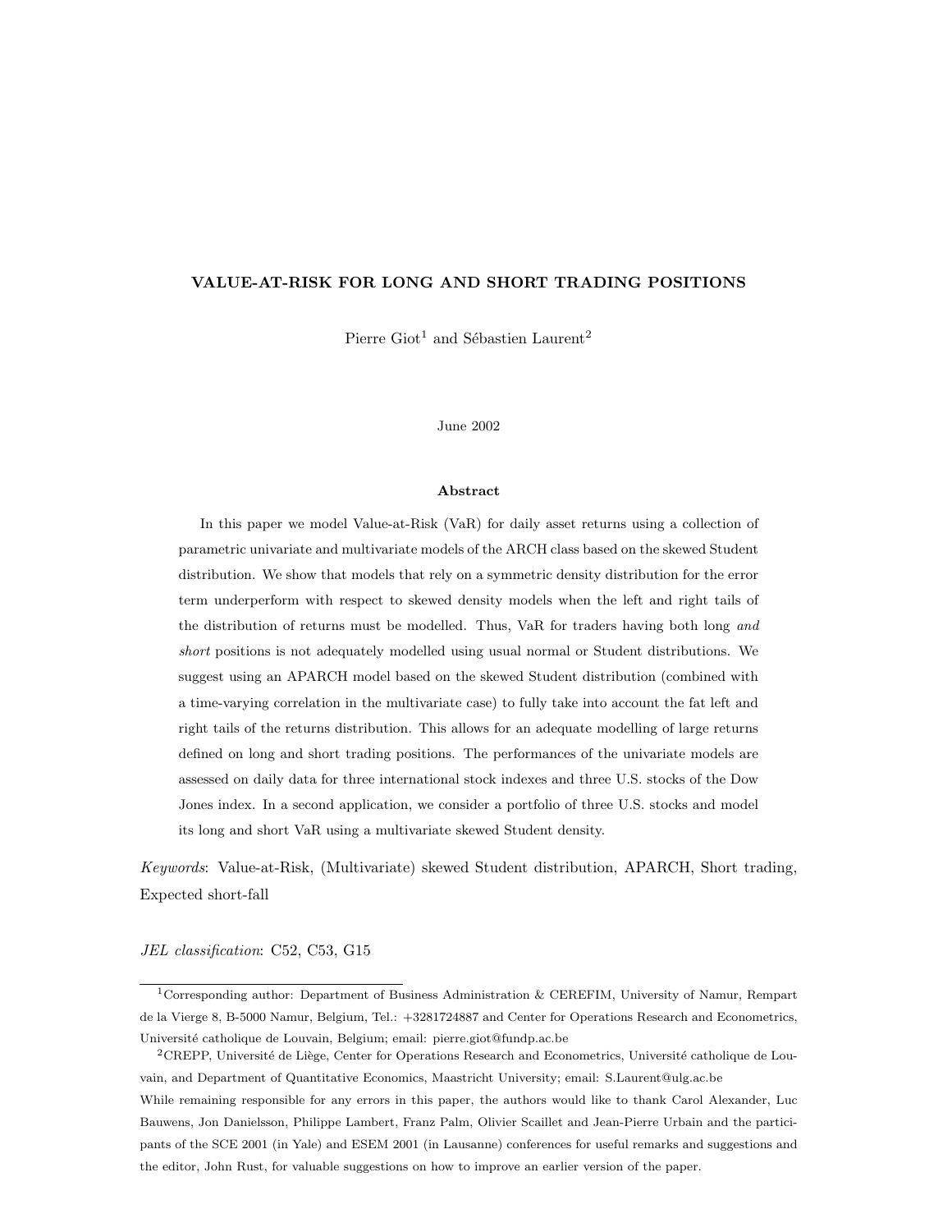# VALUE-AT-RISK FOR LONG AND SHORT TRADING POSITIONS

Pierre Giot[1] and Sébastien Laurent[2]

June 2002

### Abstract

In this paper we model Value-at-Risk (VaR) for daily asset returns using a collection of parametric univariate and multivariate models of the ARCH class based on the skewed Student distribution. We show that models that rely on a symmetric density distribution for the error term underperform with respect to skewed density models when the left and right tails of the distribution of returns must be modelled. Thus, VaR for traders having both long *and short* positions is not adequately modelled using usual normal or Student distributions. We suggest using an APARCH model based on the skewed Student distribution (combined with a time-varying correlation in the multivariate case) to fully take into account the fat left and right tails of the returns distribution. This allows for an adequate modelling of large returns defined on long and short trading positions. The performances of the univariate models are assessed on daily data for three international stock indexes and three U.S. stocks of the Dow Jones index. In a second application, we consider a portfolio of three U.S. stocks and model its long and short VaR using a multivariate skewed Student density.

*Keywords*: Value-at-Risk, (Multivariate) skewed Student distribution, APARCH, Short trading, Expected short-fall

*JEL classification*: C52, C53, G15

---

[1]Corresponding author: Department of Business Administration & CEREFIM, University of Namur, Rempart de la Vierge 8, B-5000 Namur, Belgium, Tel.: +3281724887 and Center for Operations Research and Econometrics, Université catholique de Louvain, Belgium; email: pierre.giot@fundp.ac.be

[2]CREPP, Université de Liège, Center for Operations Research and Econometrics, Université catholique de Louvain, and Department of Quantitative Economics, Maastricht University; email: S.Laurent@ulg.ac.be

While remaining responsible for any errors in this paper, the authors would like to thank Carol Alexander, Luc Bauwens, Jon Danielsson, Philippe Lambert, Franz Palm, Olivier Scaillet and Jean-Pierre Urbain and the participants of the SCE 2001 (in Yale) and ESEM 2001 (in Lausanne) conferences for useful remarks and suggestions and the editor, John Rust, for valuable suggestions on how to improve an earlier version of the paper.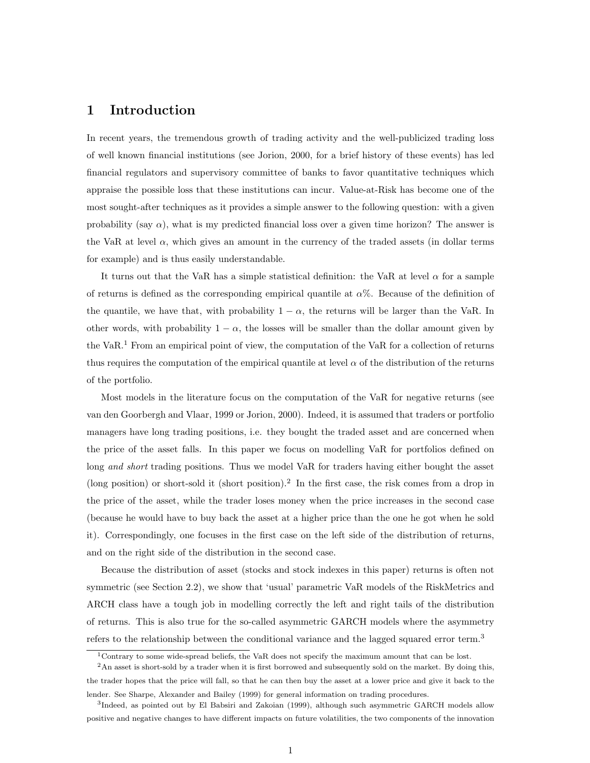# 1 Introduction

In recent years, the tremendous growth of trading activity and the well-publicized trading loss of well known financial institutions (see Jorion, 2000, for a brief history of these events) has led financial regulators and supervisory committee of banks to favor quantitative techniques which appraise the possible loss that these institutions can incur. Value-at-Risk has become one of the most sought-after techniques as it provides a simple answer to the following question: with a given probability (say $\alpha$), what is my predicted financial loss over a given time horizon? The answer is the VaR at level $\alpha$, which gives an amount in the currency of the traded assets (in dollar terms for example) and is thus easily understandable.

It turns out that the VaR has a simple statistical definition: the VaR at level $\alpha$ for a sample of returns is defined as the corresponding empirical quantile at $\alpha$%. Because of the definition of the quantile, we have that, with probability $1 - \alpha$, the returns will be larger than the VaR. In other words, with probability $1 - \alpha$, the losses will be smaller than the dollar amount given by the VaR.[1] From an empirical point of view, the computation of the VaR for a collection of returns thus requires the computation of the empirical quantile at level $\alpha$ of the distribution of the returns of the portfolio.

Most models in the literature focus on the computation of the VaR for negative returns (see van den Goorbergh and Vlaar, 1999 or Jorion, 2000). Indeed, it is assumed that traders or portfolio managers have long trading positions, i.e. they bought the traded asset and are concerned when the price of the asset falls. In this paper we focus on modelling VaR for portfolios defined on long *and short* trading positions. Thus we model VaR for traders having either bought the asset (long position) or short-sold it (short position).[2] In the first case, the risk comes from a drop in the price of the asset, while the trader loses money when the price increases in the second case (because he would have to buy back the asset at a higher price than the one he got when he sold it). Correspondingly, one focuses in the first case on the left side of the distribution of returns, and on the right side of the distribution in the second case.

Because the distribution of asset (stocks and stock indexes in this paper) returns is often not symmetric (see Section 2.2), we show that 'usual' parametric VaR models of the RiskMetrics and ARCH class have a tough job in modelling correctly the left and right tails of the distribution of returns. This is also true for the so-called asymmetric GARCH models where the asymmetry refers to the relationship between the conditional variance and the lagged squared error term.[3]

[1] Contrary to some wide-spread beliefs, the VaR does not specify the maximum amount that can be lost.

[2] An asset is short-sold by a trader when it is first borrowed and subsequently sold on the market. By doing this, the trader hopes that the price will fall, so that he can then buy the asset at a lower price and give it back to the lender. See Sharpe, Alexander and Bailey (1999) for general information on trading procedures.

[3] Indeed, as pointed out by El Babsiri and Zakoian (1999), although such asymmetric GARCH models allow positive and negative changes to have different impacts on future volatilities, the two components of the innovation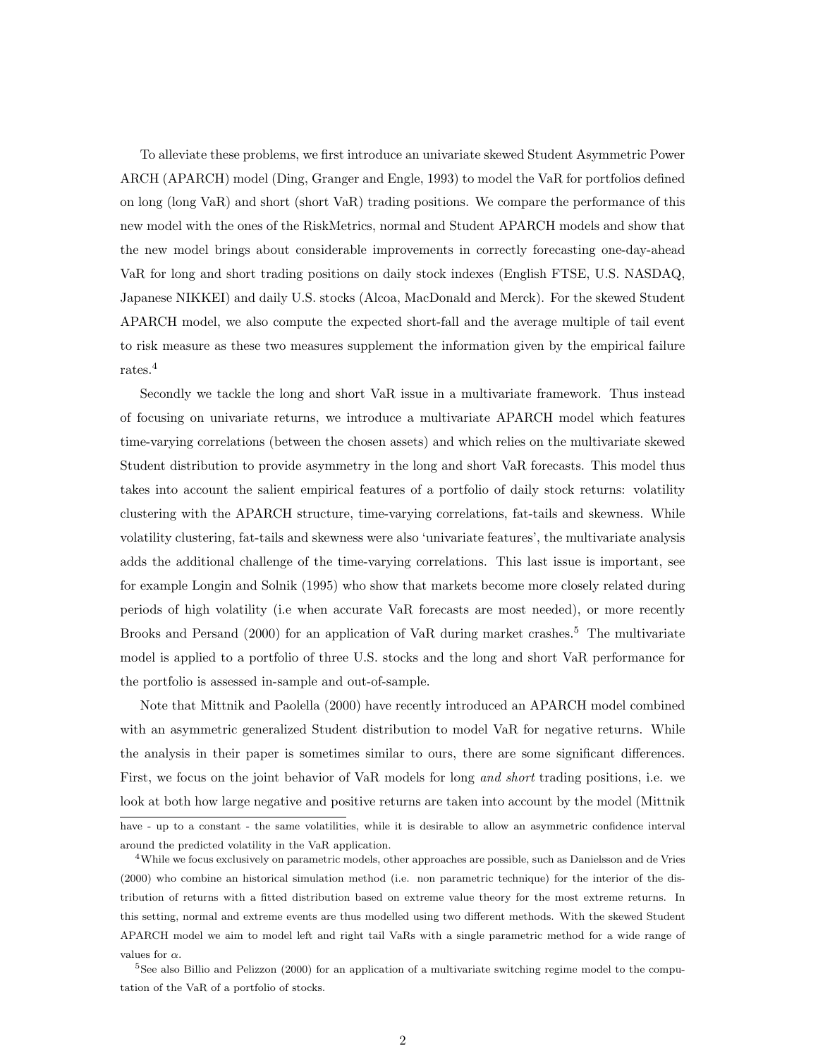To alleviate these problems, we first introduce an univariate skewed Student Asymmetric Power ARCH (APARCH) model (Ding, Granger and Engle, 1993) to model the VaR for portfolios defined on long (long VaR) and short (short VaR) trading positions. We compare the performance of this new model with the ones of the RiskMetrics, normal and Student APARCH models and show that the new model brings about considerable improvements in correctly forecasting one-day-ahead VaR for long and short trading positions on daily stock indexes (English FTSE, U.S. NASDAQ, Japanese NIKKEI) and daily U.S. stocks (Alcoa, MacDonald and Merck). For the skewed Student APARCH model, we also compute the expected short-fall and the average multiple of tail event to risk measure as these two measures supplement the information given by the empirical failure rates.[4]

Secondly we tackle the long and short VaR issue in a multivariate framework. Thus instead of focusing on univariate returns, we introduce a multivariate APARCH model which features time-varying correlations (between the chosen assets) and which relies on the multivariate skewed Student distribution to provide asymmetry in the long and short VaR forecasts. This model thus takes into account the salient empirical features of a portfolio of daily stock returns: volatility clustering with the APARCH structure, time-varying correlations, fat-tails and skewness. While volatility clustering, fat-tails and skewness were also 'univariate features', the multivariate analysis adds the additional challenge of the time-varying correlations. This last issue is important, see for example Longin and Solnik (1995) who show that markets become more closely related during periods of high volatility (i.e when accurate VaR forecasts are most needed), or more recently Brooks and Persand (2000) for an application of VaR during market crashes.[5] The multivariate model is applied to a portfolio of three U.S. stocks and the long and short VaR performance for the portfolio is assessed in-sample and out-of-sample.

Note that Mittnik and Paolella (2000) have recently introduced an APARCH model combined with an asymmetric generalized Student distribution to model VaR for negative returns. While the analysis in their paper is sometimes similar to ours, there are some significant differences. First, we focus on the joint behavior of VaR models for long *and short* trading positions, i.e. we look at both how large negative and positive returns are taken into account by the model (Mittnik

have - up to a constant - the same volatilities, while it is desirable to allow an asymmetric confidence interval around the predicted volatility in the VaR application.

[4] While we focus exclusively on parametric models, other approaches are possible, such as Danielsson and de Vries (2000) who combine an historical simulation method (i.e. non parametric technique) for the interior of the distribution of returns with a fitted distribution based on extreme value theory for the most extreme returns. In this setting, normal and extreme events are thus modelled using two different methods. With the skewed Student APARCH model we aim to model left and right tail VaRs with a single parametric method for a wide range of values for $\alpha$.

[5] See also Billio and Pelizzon (2000) for an application of a multivariate switching regime model to the computation of the VaR of a portfolio of stocks.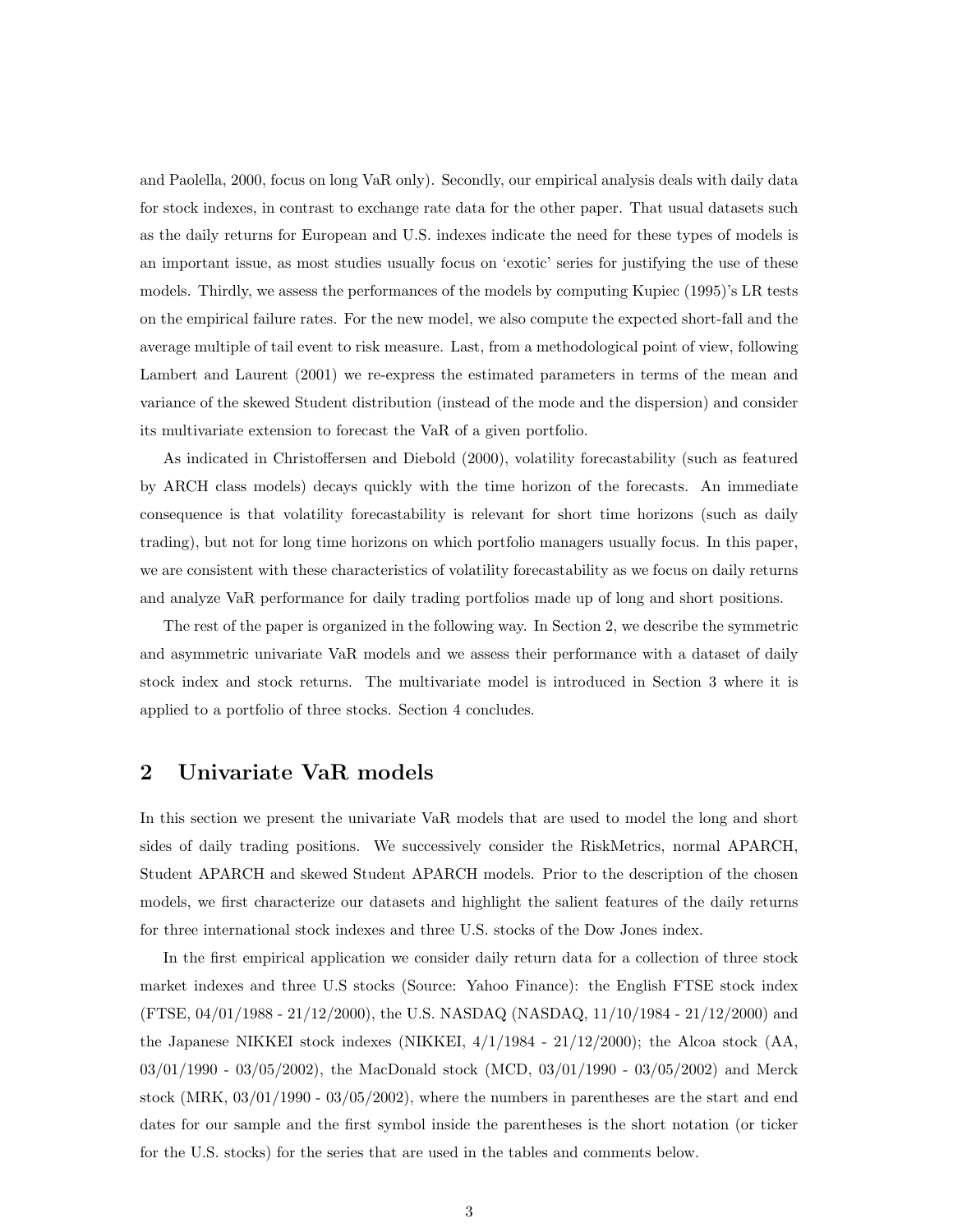and Paolella, 2000, focus on long VaR only). Secondly, our empirical analysis deals with daily data for stock indexes, in contrast to exchange rate data for the other paper. That usual datasets such as the daily returns for European and U.S. indexes indicate the need for these types of models is an important issue, as most studies usually focus on 'exotic' series for justifying the use of these models. Thirdly, we assess the performances of the models by computing Kupiec (1995)'s LR tests on the empirical failure rates. For the new model, we also compute the expected short-fall and the average multiple of tail event to risk measure. Last, from a methodological point of view, following Lambert and Laurent (2001) we re-express the estimated parameters in terms of the mean and variance of the skewed Student distribution (instead of the mode and the dispersion) and consider its multivariate extension to forecast the VaR of a given portfolio.

As indicated in Christoffersen and Diebold (2000), volatility forecastability (such as featured by ARCH class models) decays quickly with the time horizon of the forecasts. An immediate consequence is that volatility forecastability is relevant for short time horizons (such as daily trading), but not for long time horizons on which portfolio managers usually focus. In this paper, we are consistent with these characteristics of volatility forecastability as we focus on daily returns and analyze VaR performance for daily trading portfolios made up of long and short positions.

The rest of the paper is organized in the following way. In Section 2, we describe the symmetric and asymmetric univariate VaR models and we assess their performance with a dataset of daily stock index and stock returns. The multivariate model is introduced in Section 3 where it is applied to a portfolio of three stocks. Section 4 concludes.

## 2 Univariate VaR models

In this section we present the univariate VaR models that are used to model the long and short sides of daily trading positions. We successively consider the RiskMetrics, normal APARCH, Student APARCH and skewed Student APARCH models. Prior to the description of the chosen models, we first characterize our datasets and highlight the salient features of the daily returns for three international stock indexes and three U.S. stocks of the Dow Jones index.

In the first empirical application we consider daily return data for a collection of three stock market indexes and three U.S stocks (Source: Yahoo Finance): the English FTSE stock index (FTSE, 04/01/1988 - 21/12/2000), the U.S. NASDAQ (NASDAQ, 11/10/1984 - 21/12/2000) and the Japanese NIKKEI stock indexes (NIKKEI, 4/1/1984 - 21/12/2000); the Alcoa stock (AA, 03/01/1990 - 03/05/2002), the MacDonald stock (MCD, 03/01/1990 - 03/05/2002) and Merck stock (MRK, 03/01/1990 - 03/05/2002), where the numbers in parentheses are the start and end dates for our sample and the first symbol inside the parentheses is the short notation (or ticker for the U.S. stocks) for the series that are used in the tables and comments below.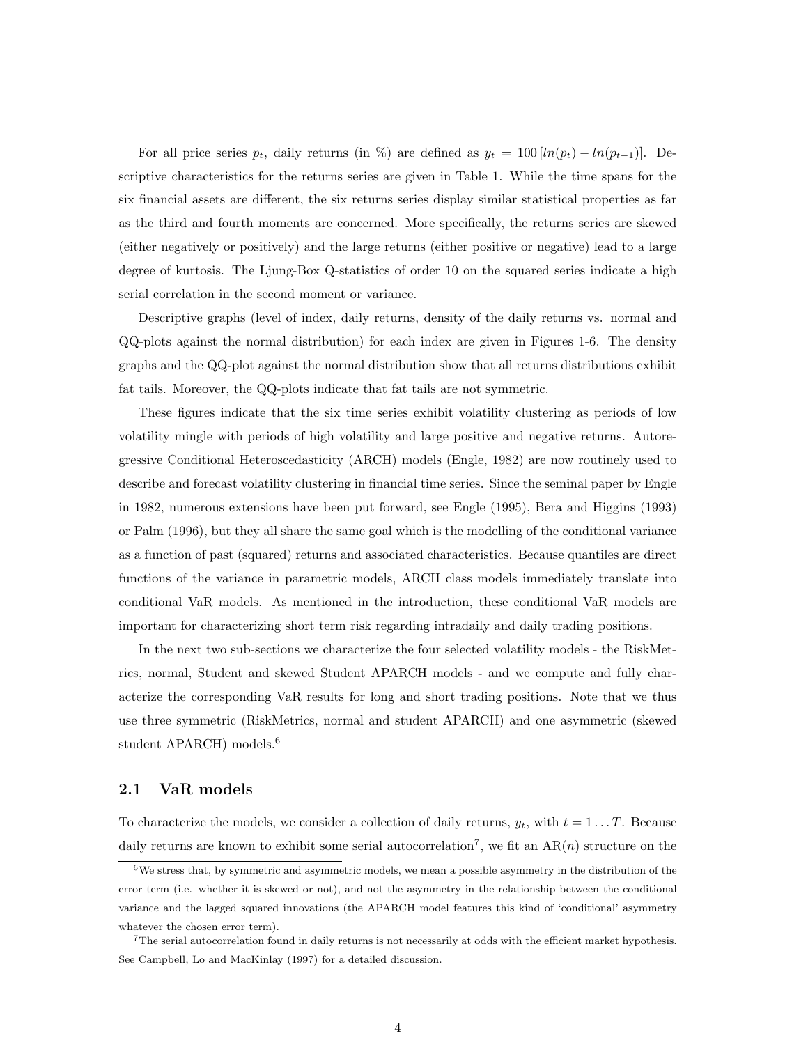For all price series $p_t$, daily returns (in %) are defined as $y_t = 100\,[ln(p_t) - ln(p_{t-1})]$. Descriptive characteristics for the returns series are given in Table 1. While the time spans for the six financial assets are different, the six returns series display similar statistical properties as far as the third and fourth moments are concerned. More specifically, the returns series are skewed (either negatively or positively) and the large returns (either positive or negative) lead to a large degree of kurtosis. The Ljung-Box Q-statistics of order 10 on the squared series indicate a high serial correlation in the second moment or variance.

Descriptive graphs (level of index, daily returns, density of the daily returns vs. normal and QQ-plots against the normal distribution) for each index are given in Figures 1-6. The density graphs and the QQ-plot against the normal distribution show that all returns distributions exhibit fat tails. Moreover, the QQ-plots indicate that fat tails are not symmetric.

These figures indicate that the six time series exhibit volatility clustering as periods of low volatility mingle with periods of high volatility and large positive and negative returns. Autoregressive Conditional Heteroscedasticity (ARCH) models (Engle, 1982) are now routinely used to describe and forecast volatility clustering in financial time series. Since the seminal paper by Engle in 1982, numerous extensions have been put forward, see Engle (1995), Bera and Higgins (1993) or Palm (1996), but they all share the same goal which is the modelling of the conditional variance as a function of past (squared) returns and associated characteristics. Because quantiles are direct functions of the variance in parametric models, ARCH class models immediately translate into conditional VaR models. As mentioned in the introduction, these conditional VaR models are important for characterizing short term risk regarding intradaily and daily trading positions.

In the next two sub-sections we characterize the four selected volatility models - the RiskMetrics, normal, Student and skewed Student APARCH models - and we compute and fully characterize the corresponding VaR results for long and short trading positions. Note that we thus use three symmetric (RiskMetrics, normal and student APARCH) and one asymmetric (skewed student APARCH) models.[6]

## 2.1 VaR models

To characterize the models, we consider a collection of daily returns, $y_t$, with $t = 1 \ldots T$. Because daily returns are known to exhibit some serial autocorrelation[7], we fit an AR($n$) structure on the

---

[6] We stress that, by symmetric and asymmetric models, we mean a possible asymmetry in the distribution of the error term (i.e. whether it is skewed or not), and not the asymmetry in the relationship between the conditional variance and the lagged squared innovations (the APARCH model features this kind of 'conditional' asymmetry whatever the chosen error term).

[7] The serial autocorrelation found in daily returns is not necessarily at odds with the efficient market hypothesis. See Campbell, Lo and MacKinlay (1997) for a detailed discussion.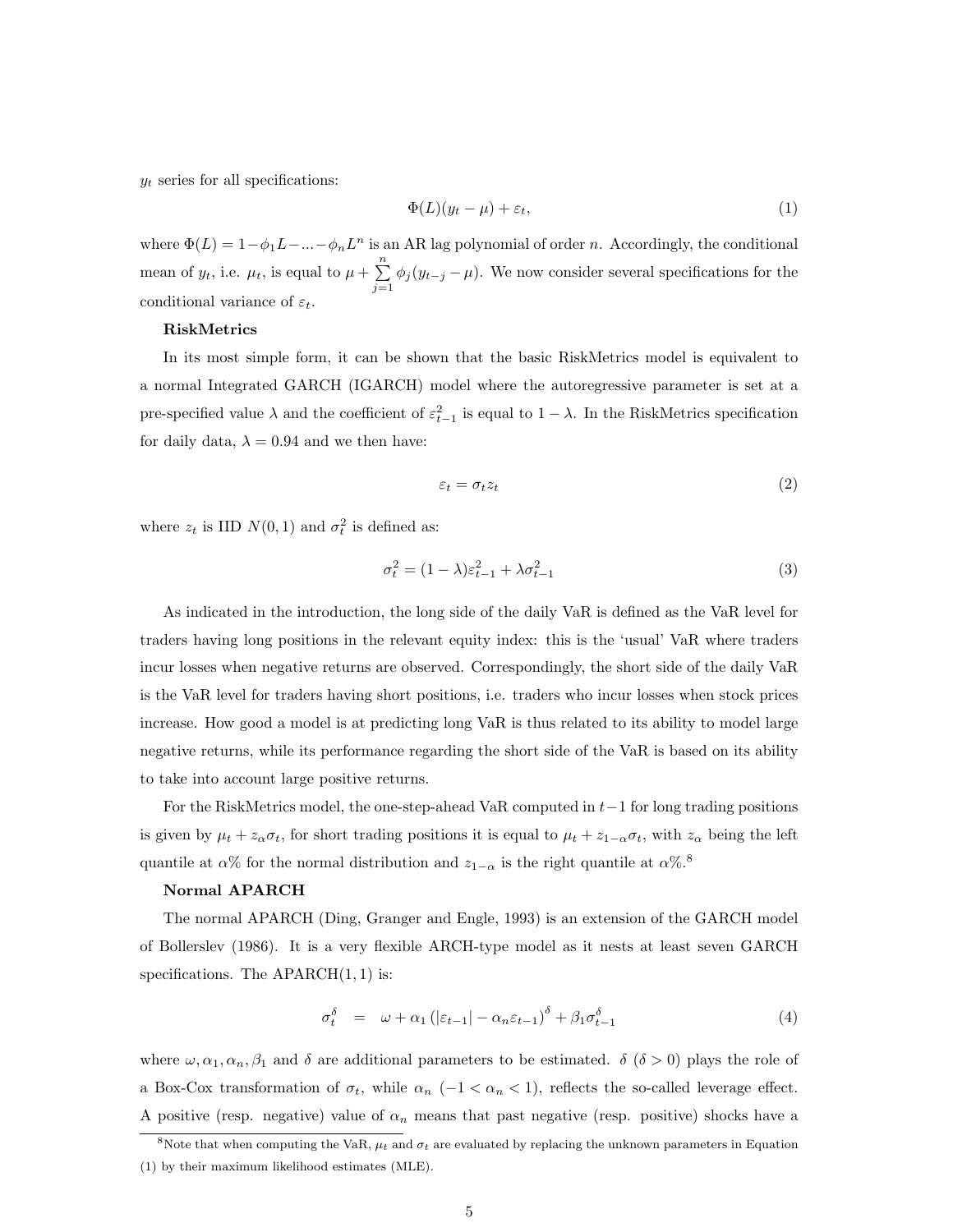$y_t$ series for all specifications:

$$\Phi(L)(y_t - \mu) + \varepsilon_t, \tag{1}$$

where $\Phi(L) = 1 - \phi_1 L - \ldots - \phi_n L^n$ is an AR lag polynomial of order $n$. Accordingly, the conditional mean of $y_t$, i.e. $\mu_t$, is equal to $\mu + \sum_{j=1}^{n} \phi_j (y_{t-j} - \mu)$. We now consider several specifications for the conditional variance of $\varepsilon_t$.

**RiskMetrics**

In its most simple form, it can be shown that the basic RiskMetrics model is equivalent to a normal Integrated GARCH (IGARCH) model where the autoregressive parameter is set at a pre-specified value $\lambda$ and the coefficient of $\varepsilon_{t-1}^2$ is equal to $1 - \lambda$. In the RiskMetrics specification for daily data, $\lambda = 0.94$ and we then have:

$$\varepsilon_t = \sigma_t z_t \tag{2}$$

where $z_t$ is IID $N(0, 1)$ and $\sigma_t^2$ is defined as:

$$\sigma_t^2 = (1 - \lambda)\varepsilon_{t-1}^2 + \lambda \sigma_{t-1}^2 \tag{3}$$

As indicated in the introduction, the long side of the daily VaR is defined as the VaR level for traders having long positions in the relevant equity index: this is the 'usual' VaR where traders incur losses when negative returns are observed. Correspondingly, the short side of the daily VaR is the VaR level for traders having short positions, i.e. traders who incur losses when stock prices increase. How good a model is at predicting long VaR is thus related to its ability to model large negative returns, while its performance regarding the short side of the VaR is based on its ability to take into account large positive returns.

For the RiskMetrics model, the one-step-ahead VaR computed in $t-1$ for long trading positions is given by $\mu_t + z_\alpha \sigma_t$, for short trading positions it is equal to $\mu_t + z_{1-\alpha}\sigma_t$, with $z_\alpha$ being the left quantile at $\alpha$% for the normal distribution and $z_{1-\alpha}$ is the right quantile at $\alpha$%.[8]

**Normal APARCH**

The normal APARCH (Ding, Granger and Engle, 1993) is an extension of the GARCH model of Bollerslev (1986). It is a very flexible ARCH-type model as it nests at least seven GARCH specifications. The APARCH$(1, 1)$ is:

$$\sigma_t^\delta = \omega + \alpha_1 \left(|\varepsilon_{t-1}| - \alpha_n \varepsilon_{t-1}\right)^\delta + \beta_1 \sigma_{t-1}^\delta \tag{4}$$

where $\omega, \alpha_1, \alpha_n, \beta_1$ and $\delta$ are additional parameters to be estimated. $\delta$ ($\delta > 0$) plays the role of a Box-Cox transformation of $\sigma_t$, while $\alpha_n$ ($-1 < \alpha_n < 1$), reflects the so-called leverage effect. A positive (resp. negative) value of $\alpha_n$ means that past negative (resp. positive) shocks have a

[8]Note that when computing the VaR, $\mu_t$ and $\sigma_t$ are evaluated by replacing the unknown parameters in Equation (1) by their maximum likelihood estimates (MLE).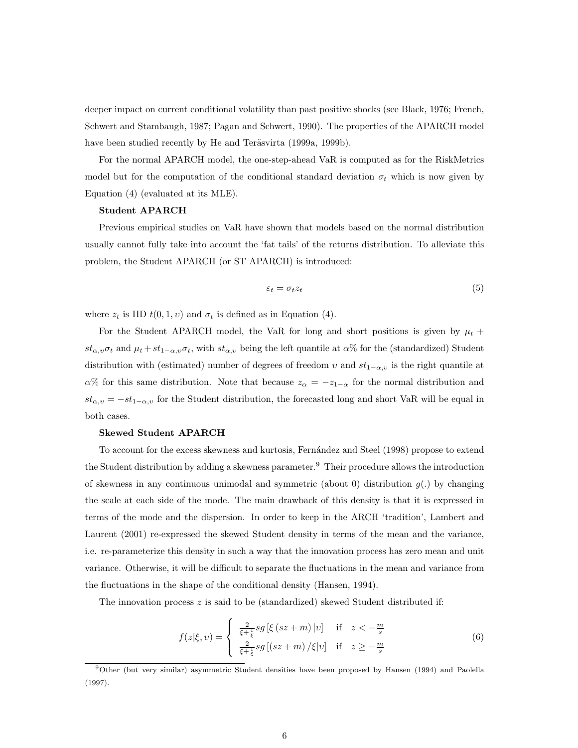deeper impact on current conditional volatility than past positive shocks (see Black, 1976; French, Schwert and Stambaugh, 1987; Pagan and Schwert, 1990). The properties of the APARCH model have been studied recently by He and Teräsvirta (1999a, 1999b).

For the normal APARCH model, the one-step-ahead VaR is computed as for the RiskMetrics model but for the computation of the conditional standard deviation $\sigma_t$ which is now given by Equation (4) (evaluated at its MLE).

**Student APARCH**

Previous empirical studies on VaR have shown that models based on the normal distribution usually cannot fully take into account the 'fat tails' of the returns distribution. To alleviate this problem, the Student APARCH (or ST APARCH) is introduced:

$$\varepsilon_t = \sigma_t z_t \tag{5}$$

where $z_t$ is IID $t(0, 1, \upsilon)$ and $\sigma_t$ is defined as in Equation (4).

For the Student APARCH model, the VaR for long and short positions is given by $\mu_t + st_{\alpha,\upsilon}\sigma_t$ and $\mu_t + st_{1-\alpha,\upsilon}\sigma_t$, with $st_{\alpha,\upsilon}$ being the left quantile at $\alpha$% for the (standardized) Student distribution with (estimated) number of degrees of freedom $\upsilon$ and $st_{1-\alpha,\upsilon}$ is the right quantile at $\alpha$% for this same distribution. Note that because $z_\alpha = -z_{1-\alpha}$ for the normal distribution and $st_{\alpha,\upsilon} = -st_{1-\alpha,\upsilon}$ for the Student distribution, the forecasted long and short VaR will be equal in both cases.

**Skewed Student APARCH**

To account for the excess skewness and kurtosis, Fernández and Steel (1998) propose to extend the Student distribution by adding a skewness parameter.[9] Their procedure allows the introduction of skewness in any continuous unimodal and symmetric (about 0) distribution $g(.)$ by changing the scale at each side of the mode. The main drawback of this density is that it is expressed in terms of the mode and the dispersion. In order to keep in the ARCH 'tradition', Lambert and Laurent (2001) re-expressed the skewed Student density in terms of the mean and the variance, i.e. re-parameterize this density in such a way that the innovation process has zero mean and unit variance. Otherwise, it will be difficult to separate the fluctuations in the mean and variance from the fluctuations in the shape of the conditional density (Hansen, 1994).

The innovation process $z$ is said to be (standardized) skewed Student distributed if:

$$f(z|\xi,\upsilon) = \begin{cases} \frac{2}{\xi+\frac{1}{\xi}} sg\left[\xi\left(sz+m\right)|\upsilon\right] & \text{if} \quad z < -\frac{m}{s} \\ \frac{2}{\xi+\frac{1}{\xi}} sg\left[\left(sz+m\right)/\xi|\upsilon\right] & \text{if} \quad z \geq -\frac{m}{s} \end{cases} \tag{6}$$

[9] Other (but very similar) asymmetric Student densities have been proposed by Hansen (1994) and Paolella (1997).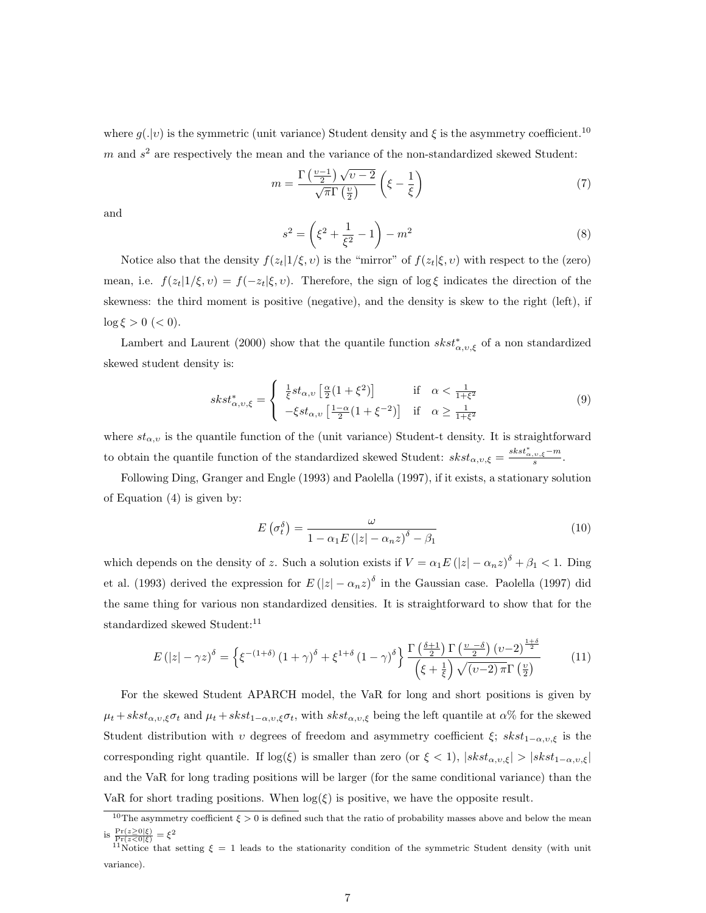where $g(.|\upsilon)$ is the symmetric (unit variance) Student density and $\xi$ is the asymmetry coefficient.[10] $m$ and $s^2$ are respectively the mean and the variance of the non-standardized skewed Student:

$$m = \frac{\Gamma\left(\frac{\upsilon-1}{2}\right)\sqrt{\upsilon-2}}{\sqrt{\pi}\Gamma\left(\frac{\upsilon}{2}\right)}\left(\xi - \frac{1}{\xi}\right) \tag{7}$$

and

$$s^2 = \left(\xi^2 + \frac{1}{\xi^2} - 1\right) - m^2 \tag{8}$$

Notice also that the density $f(z_t|1/\xi, \upsilon)$ is the "mirror" of $f(z_t|\xi, \upsilon)$ with respect to the (zero) mean, i.e. $f(z_t|1/\xi, \upsilon) = f(-z_t|\xi, \upsilon)$. Therefore, the sign of $\log \xi$ indicates the direction of the skewness: the third moment is positive (negative), and the density is skew to the right (left), if $\log \xi > 0$ $(< 0)$.

Lambert and Laurent (2000) show that the quantile function $skst^*_{\alpha,\upsilon,\xi}$ of a non standardized skewed student density is:

$$skst^*_{\alpha,\upsilon,\xi} = \begin{cases} \frac{1}{\xi} st_{\alpha,\upsilon}\left[\frac{\alpha}{2}(1+\xi^2)\right] & \text{if} \quad \alpha < \frac{1}{1+\xi^2} \\ -\xi st_{\alpha,\upsilon}\left[\frac{1-\alpha}{2}(1+\xi^{-2})\right] & \text{if} \quad \alpha \geq \frac{1}{1+\xi^2} \end{cases} \tag{9}$$

where $st_{\alpha,\upsilon}$ is the quantile function of the (unit variance) Student-t density. It is straightforward to obtain the quantile function of the standardized skewed Student: $skst_{\alpha,\upsilon,\xi} = \frac{skst^*_{\alpha,\upsilon,\xi} - m}{s}$.

Following Ding, Granger and Engle (1993) and Paolella (1997), if it exists, a stationary solution of Equation (4) is given by:

$$E\left(\sigma_t^\delta\right) = \frac{\omega}{1 - \alpha_1 E\left(|z| - \alpha_n z\right)^\delta - \beta_1} \tag{10}$$

which depends on the density of $z$. Such a solution exists if $V = \alpha_1 E\left(|z| - \alpha_n z\right)^\delta + \beta_1 < 1$. Ding et al. (1993) derived the expression for $E\left(|z| - \alpha_n z\right)^\delta$ in the Gaussian case. Paolella (1997) did the same thing for various non standardized densities. It is straightforward to show that for the standardized skewed Student:[11]

$$E\left(|z| - \gamma z\right)^\delta = \left\{\xi^{-(1+\delta)}\left(1+\gamma\right)^\delta + \xi^{1+\delta}\left(1-\gamma\right)^\delta\right\} \frac{\Gamma\left(\frac{\delta+1}{2}\right)\Gamma\left(\frac{\upsilon-\delta}{2}\right)\left(\upsilon-2\right)^{\frac{1+\delta}{2}}}{\left(\xi + \frac{1}{\xi}\right)\sqrt{\left(\upsilon-2\right)\pi}\,\Gamma\left(\frac{\upsilon}{2}\right)} \tag{11}$$

For the skewed Student APARCH model, the VaR for long and short positions is given by $\mu_t + skst_{\alpha,\upsilon,\xi}\sigma_t$ and $\mu_t + skst_{1-\alpha,\upsilon,\xi}\sigma_t$, with $skst_{\alpha,\upsilon,\xi}$ being the left quantile at $\alpha\%$ for the skewed Student distribution with $\upsilon$ degrees of freedom and asymmetry coefficient $\xi$; $skst_{1-\alpha,\upsilon,\xi}$ is the corresponding right quantile. If $\log(\xi)$ is smaller than zero (or $\xi < 1$), $|skst_{\alpha,\upsilon,\xi}| > |skst_{1-\alpha,\upsilon,\xi}|$ and the VaR for long trading positions will be larger (for the same conditional variance) than the VaR for short trading positions. When $\log(\xi)$ is positive, we have the opposite result.

[10] The asymmetry coefficient $\xi > 0$ is defined such that the ratio of probability masses above and below the mean is $\frac{\Pr(z \geq 0|\xi)}{\Pr(z < 0|\xi)} = \xi^2$

[11] Notice that setting $\xi = 1$ leads to the stationarity condition of the symmetric Student density (with unit variance).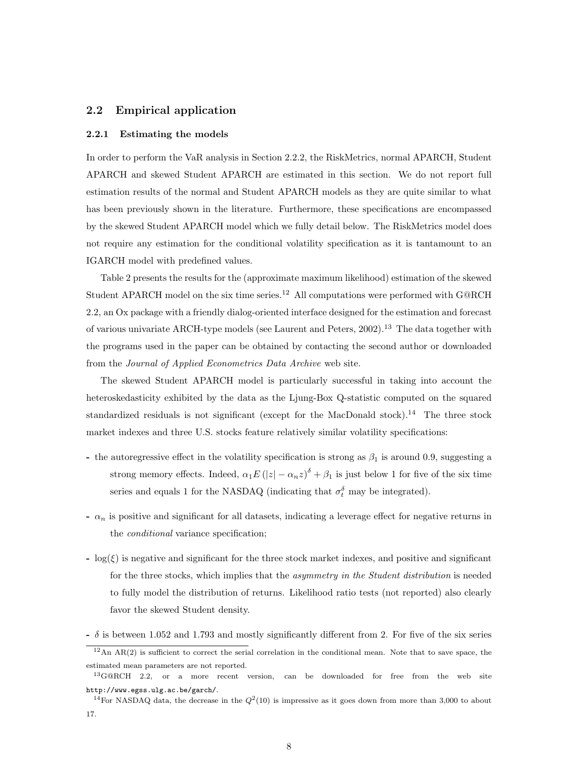## 2.2 Empirical application

### 2.2.1 Estimating the models

In order to perform the VaR analysis in Section 2.2.2, the RiskMetrics, normal APARCH, Student APARCH and skewed Student APARCH are estimated in this section. We do not report full estimation results of the normal and Student APARCH models as they are quite similar to what has been previously shown in the literature. Furthermore, these specifications are encompassed by the skewed Student APARCH model which we fully detail below. The RiskMetrics model does not require any estimation for the conditional volatility specification as it is tantamount to an IGARCH model with predefined values.

Table 2 presents the results for the (approximate maximum likelihood) estimation of the skewed Student APARCH model on the six time series.[12] All computations were performed with G@RCH 2.2, an Ox package with a friendly dialog-oriented interface designed for the estimation and forecast of various univariate ARCH-type models (see Laurent and Peters, 2002).[13] The data together with the programs used in the paper can be obtained by contacting the second author or downloaded from the *Journal of Applied Econometrics Data Archive* web site.

The skewed Student APARCH model is particularly successful in taking into account the heteroskedasticity exhibited by the data as the Ljung-Box Q-statistic computed on the squared standardized residuals is not significant (except for the MacDonald stock).[14] The three stock market indexes and three U.S. stocks feature relatively similar volatility specifications:

- the autoregressive effect in the volatility specification is strong as $\beta_1$ is around 0.9, suggesting a strong memory effects. Indeed, $\alpha_1 E\left(|z| - \alpha_n z\right)^{\delta} + \beta_1$ is just below 1 for five of the six time series and equals 1 for the NASDAQ (indicating that $\sigma_t^{\delta}$ may be integrated).
- $\alpha_n$ is positive and significant for all datasets, indicating a leverage effect for negative returns in the *conditional* variance specification;
- $\log(\xi)$ is negative and significant for the three stock market indexes, and positive and significant for the three stocks, which implies that the *asymmetry in the Student distribution* is needed to fully model the distribution of returns. Likelihood ratio tests (not reported) also clearly favor the skewed Student density.
- $\delta$ is between 1.052 and 1.793 and mostly significantly different from 2. For five of the six series

[12] An AR(2) is sufficient to correct the serial correlation in the conditional mean. Note that to save space, the estimated mean parameters are not reported.

[13] G@RCH 2.2, or a more recent version, can be downloaded for free from the web site http://www.egss.ulg.ac.be/garch/.

[14] For NASDAQ data, the decrease in the $Q^2(10)$ is impressive as it goes down from more than 3,000 to about 17.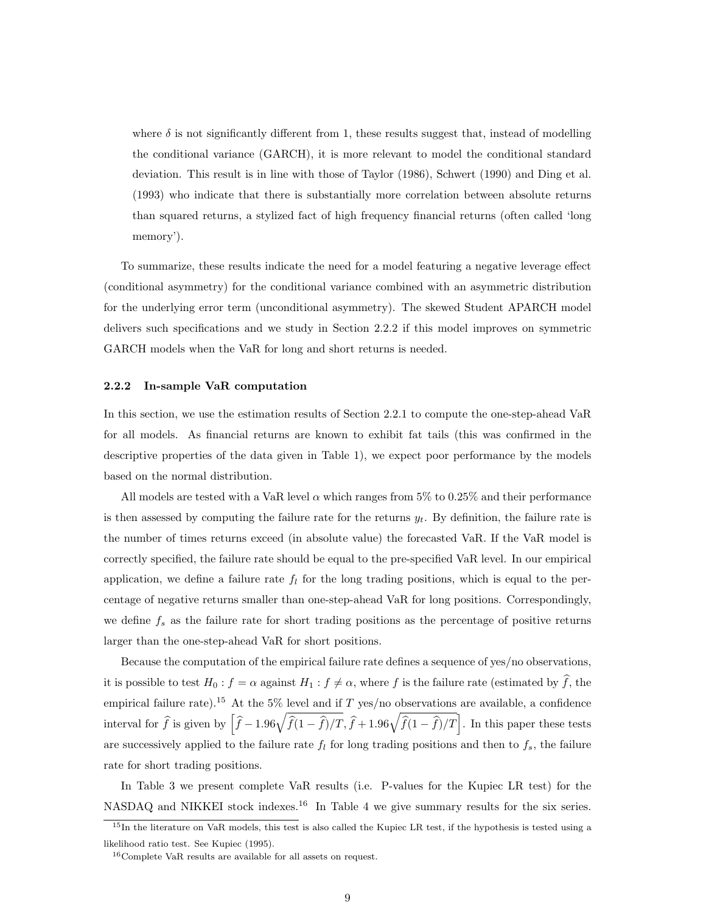where $\delta$ is not significantly different from 1, these results suggest that, instead of modelling the conditional variance (GARCH), it is more relevant to model the conditional standard deviation. This result is in line with those of Taylor (1986), Schwert (1990) and Ding et al. (1993) who indicate that there is substantially more correlation between absolute returns than squared returns, a stylized fact of high frequency financial returns (often called 'long memory').

To summarize, these results indicate the need for a model featuring a negative leverage effect (conditional asymmetry) for the conditional variance combined with an asymmetric distribution for the underlying error term (unconditional asymmetry). The skewed Student APARCH model delivers such specifications and we study in Section 2.2.2 if this model improves on symmetric GARCH models when the VaR for long and short returns is needed.

### 2.2.2 In-sample VaR computation

In this section, we use the estimation results of Section 2.2.1 to compute the one-step-ahead VaR for all models. As financial returns are known to exhibit fat tails (this was confirmed in the descriptive properties of the data given in Table 1), we expect poor performance by the models based on the normal distribution.

All models are tested with a VaR level $\alpha$ which ranges from 5% to 0.25% and their performance is then assessed by computing the failure rate for the returns $y_t$. By definition, the failure rate is the number of times returns exceed (in absolute value) the forecasted VaR. If the VaR model is correctly specified, the failure rate should be equal to the pre-specified VaR level. In our empirical application, we define a failure rate $f_l$ for the long trading positions, which is equal to the percentage of negative returns smaller than one-step-ahead VaR for long positions. Correspondingly, we define $f_s$ as the failure rate for short trading positions as the percentage of positive returns larger than the one-step-ahead VaR for short positions.

Because the computation of the empirical failure rate defines a sequence of yes/no observations, it is possible to test $H_0 : f = \alpha$ against $H_1 : f \neq \alpha$, where $f$ is the failure rate (estimated by $\widehat{f}$, the empirical failure rate).[15] At the 5% level and if $T$ yes/no observations are available, a confidence interval for $\widehat{f}$ is given by $\left[\widehat{f} - 1.96\sqrt{\widehat{f}(1-\widehat{f})/T}, \widehat{f} + 1.96\sqrt{\widehat{f}(1-\widehat{f})/T}\right]$. In this paper these tests are successively applied to the failure rate $f_l$ for long trading positions and then to $f_s$, the failure rate for short trading positions.

In Table 3 we present complete VaR results (i.e. P-values for the Kupiec LR test) for the NASDAQ and NIKKEI stock indexes.[16] In Table 4 we give summary results for the six series.

[15] In the literature on VaR models, this test is also called the Kupiec LR test, if the hypothesis is tested using a likelihood ratio test. See Kupiec (1995).

[16] Complete VaR results are available for all assets on request.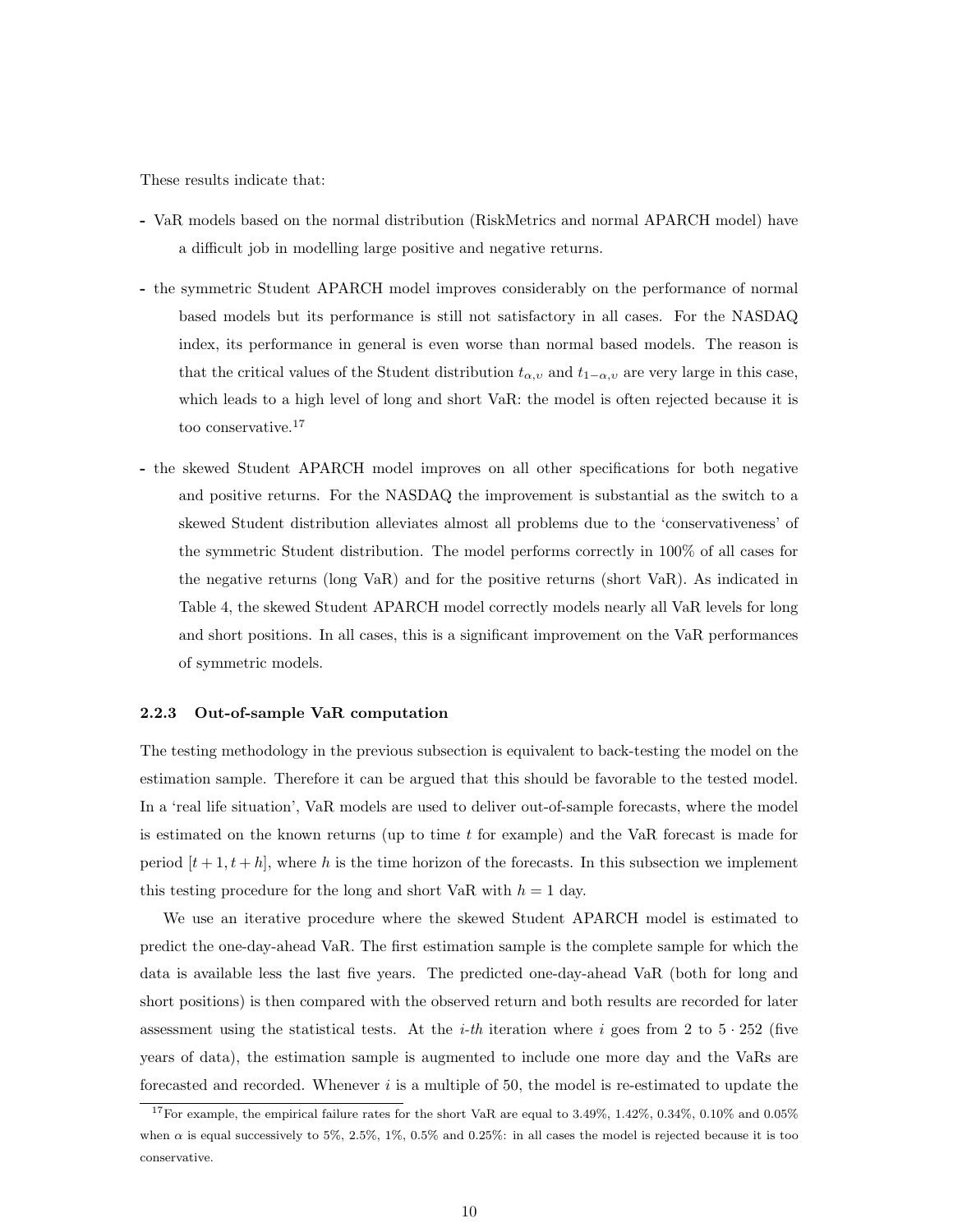These results indicate that:

- VaR models based on the normal distribution (RiskMetrics and normal APARCH model) have a difficult job in modelling large positive and negative returns.

- the symmetric Student APARCH model improves considerably on the performance of normal based models but its performance is still not satisfactory in all cases. For the NASDAQ index, its performance in general is even worse than normal based models. The reason is that the critical values of the Student distribution $t_{\alpha,\upsilon}$ and $t_{1-\alpha,\upsilon}$ are very large in this case, which leads to a high level of long and short VaR: the model is often rejected because it is too conservative.[17]

- the skewed Student APARCH model improves on all other specifications for both negative and positive returns. For the NASDAQ the improvement is substantial as the switch to a skewed Student distribution alleviates almost all problems due to the 'conservativeness' of the symmetric Student distribution. The model performs correctly in 100% of all cases for the negative returns (long VaR) and for the positive returns (short VaR). As indicated in Table 4, the skewed Student APARCH model correctly models nearly all VaR levels for long and short positions. In all cases, this is a significant improvement on the VaR performances of symmetric models.

### 2.2.3 Out-of-sample VaR computation

The testing methodology in the previous subsection is equivalent to back-testing the model on the estimation sample. Therefore it can be argued that this should be favorable to the tested model. In a 'real life situation', VaR models are used to deliver out-of-sample forecasts, where the model is estimated on the known returns (up to time $t$ for example) and the VaR forecast is made for period $[t+1, t+h]$, where $h$ is the time horizon of the forecasts. In this subsection we implement this testing procedure for the long and short VaR with $h = 1$ day.

We use an iterative procedure where the skewed Student APARCH model is estimated to predict the one-day-ahead VaR. The first estimation sample is the complete sample for which the data is available less the last five years. The predicted one-day-ahead VaR (both for long and short positions) is then compared with the observed return and both results are recorded for later assessment using the statistical tests. At the *i-th* iteration where $i$ goes from 2 to $5 \cdot 252$ (five years of data), the estimation sample is augmented to include one more day and the VaRs are forecasted and recorded. Whenever $i$ is a multiple of 50, the model is re-estimated to update the

---

[17] For example, the empirical failure rates for the short VaR are equal to 3.49%, 1.42%, 0.34%, 0.10% and 0.05% when $\alpha$ is equal successively to 5%, 2.5%, 1%, 0.5% and 0.25%: in all cases the model is rejected because it is too conservative.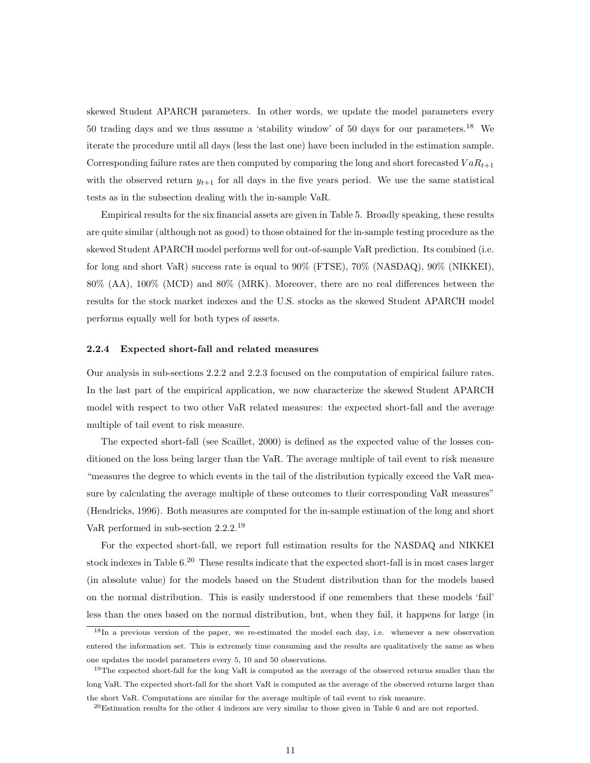skewed Student APARCH parameters. In other words, we update the model parameters every 50 trading days and we thus assume a 'stability window' of 50 days for our parameters.[18] We iterate the procedure until all days (less the last one) have been included in the estimation sample. Corresponding failure rates are then computed by comparing the long and short forecasted $VaR_{t+1}$ with the observed return $y_{t+1}$ for all days in the five years period. We use the same statistical tests as in the subsection dealing with the in-sample VaR.

Empirical results for the six financial assets are given in Table 5. Broadly speaking, these results are quite similar (although not as good) to those obtained for the in-sample testing procedure as the skewed Student APARCH model performs well for out-of-sample VaR prediction. Its combined (i.e. for long and short VaR) success rate is equal to 90% (FTSE), 70% (NASDAQ), 90% (NIKKEI), 80% (AA), 100% (MCD) and 80% (MRK). Moreover, there are no real differences between the results for the stock market indexes and the U.S. stocks as the skewed Student APARCH model performs equally well for both types of assets.

### 2.2.4 Expected short-fall and related measures

Our analysis in sub-sections 2.2.2 and 2.2.3 focused on the computation of empirical failure rates. In the last part of the empirical application, we now characterize the skewed Student APARCH model with respect to two other VaR related measures: the expected short-fall and the average multiple of tail event to risk measure.

The expected short-fall (see Scaillet, 2000) is defined as the expected value of the losses conditioned on the loss being larger than the VaR. The average multiple of tail event to risk measure "measures the degree to which events in the tail of the distribution typically exceed the VaR measure by calculating the average multiple of these outcomes to their corresponding VaR measures" (Hendricks, 1996). Both measures are computed for the in-sample estimation of the long and short VaR performed in sub-section 2.2.2.[19]

For the expected short-fall, we report full estimation results for the NASDAQ and NIKKEI stock indexes in Table 6.[20] These results indicate that the expected short-fall is in most cases larger (in absolute value) for the models based on the Student distribution than for the models based on the normal distribution. This is easily understood if one remembers that these models 'fail' less than the ones based on the normal distribution, but, when they fail, it happens for large (in

---

[18] In a previous version of the paper, we re-estimated the model each day, i.e. whenever a new observation entered the information set. This is extremely time consuming and the results are qualitatively the same as when one updates the model parameters every 5, 10 and 50 observations.

[19] The expected short-fall for the long VaR is computed as the average of the observed returns smaller than the long VaR. The expected short-fall for the short VaR is computed as the average of the observed returns larger than the short VaR. Computations are similar for the average multiple of tail event to risk measure.

[20] Estimation results for the other 4 indexes are very similar to those given in Table 6 and are not reported.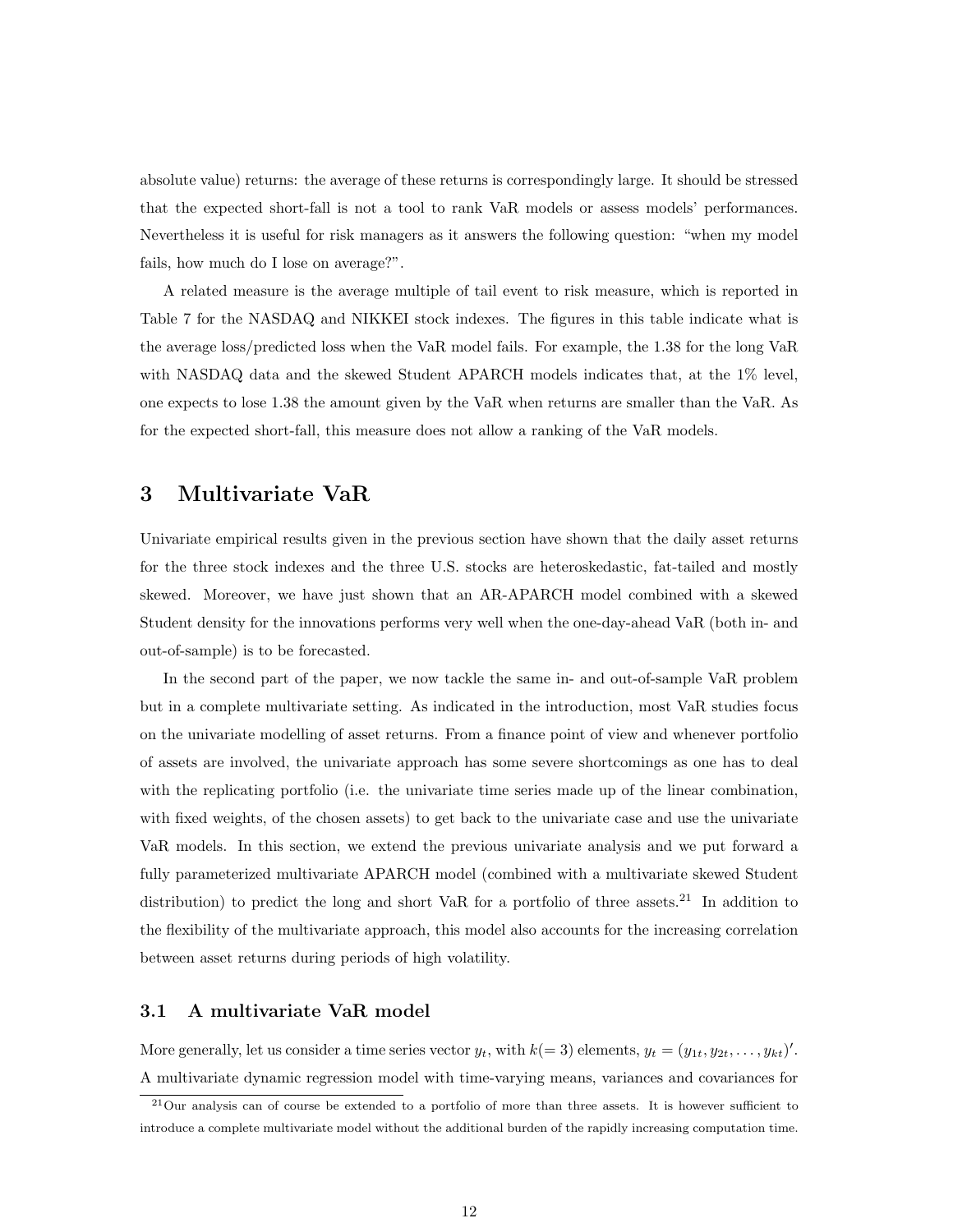absolute value) returns: the average of these returns is correspondingly large. It should be stressed that the expected short-fall is not a tool to rank VaR models or assess models' performances. Nevertheless it is useful for risk managers as it answers the following question: "when my model fails, how much do I lose on average?".

A related measure is the average multiple of tail event to risk measure, which is reported in Table 7 for the NASDAQ and NIKKEI stock indexes. The figures in this table indicate what is the average loss/predicted loss when the VaR model fails. For example, the 1.38 for the long VaR with NASDAQ data and the skewed Student APARCH models indicates that, at the 1% level, one expects to lose 1.38 the amount given by the VaR when returns are smaller than the VaR. As for the expected short-fall, this measure does not allow a ranking of the VaR models.

# 3 Multivariate VaR

Univariate empirical results given in the previous section have shown that the daily asset returns for the three stock indexes and the three U.S. stocks are heteroskedastic, fat-tailed and mostly skewed. Moreover, we have just shown that an AR-APARCH model combined with a skewed Student density for the innovations performs very well when the one-day-ahead VaR (both in- and out-of-sample) is to be forecasted.

In the second part of the paper, we now tackle the same in- and out-of-sample VaR problem but in a complete multivariate setting. As indicated in the introduction, most VaR studies focus on the univariate modelling of asset returns. From a finance point of view and whenever portfolio of assets are involved, the univariate approach has some severe shortcomings as one has to deal with the replicating portfolio (i.e. the univariate time series made up of the linear combination, with fixed weights, of the chosen assets) to get back to the univariate case and use the univariate VaR models. In this section, we extend the previous univariate analysis and we put forward a fully parameterized multivariate APARCH model (combined with a multivariate skewed Student distribution) to predict the long and short VaR for a portfolio of three assets.[21] In addition to the flexibility of the multivariate approach, this model also accounts for the increasing correlation between asset returns during periods of high volatility.

## 3.1 A multivariate VaR model

More generally, let us consider a time series vector $y_t$, with $k(=3)$ elements, $y_t = (y_{1t}, y_{2t}, \ldots, y_{kt})'$. A multivariate dynamic regression model with time-varying means, variances and covariances for

[21] Our analysis can of course be extended to a portfolio of more than three assets. It is however sufficient to introduce a complete multivariate model without the additional burden of the rapidly increasing computation time.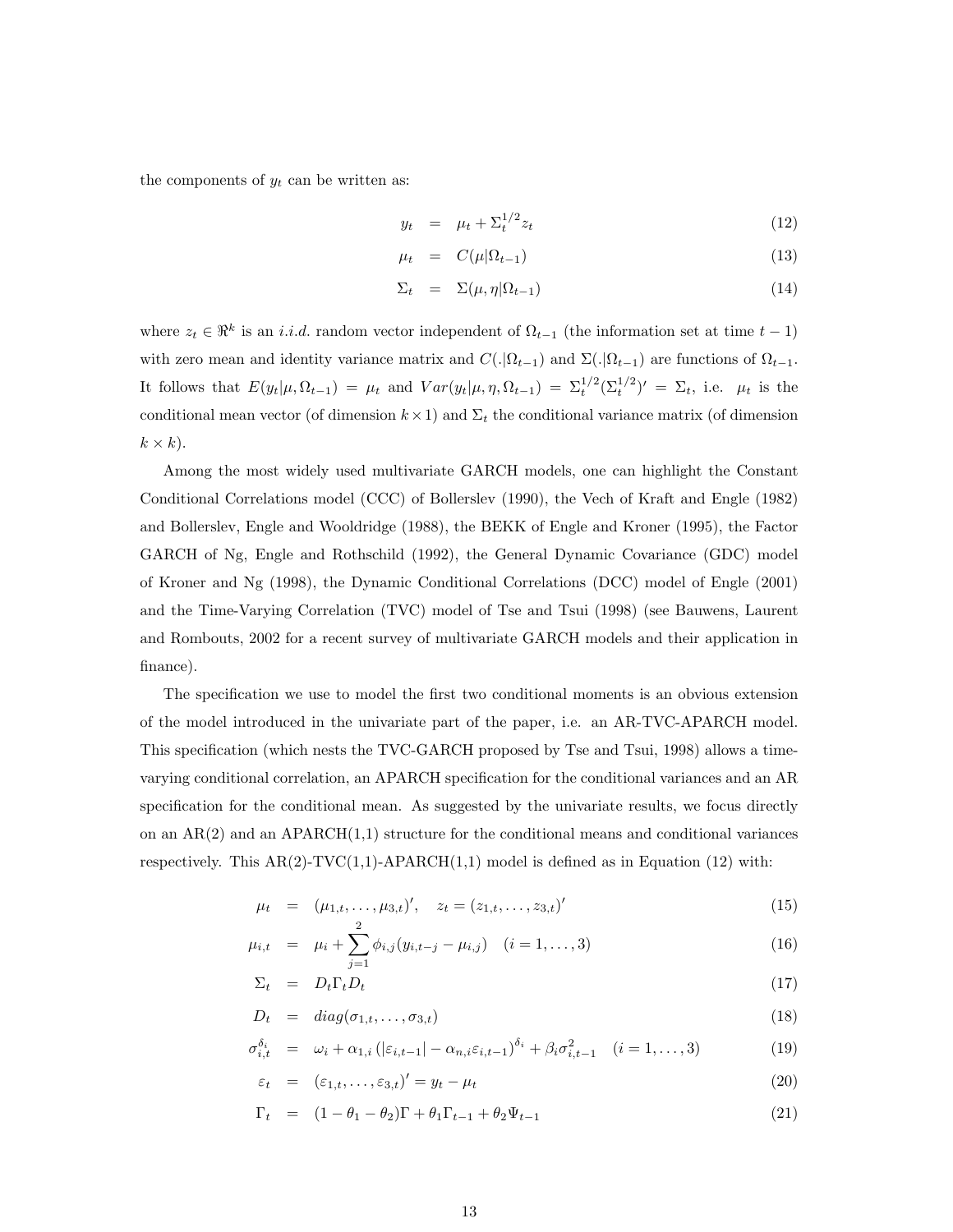the components of $y_t$ can be written as:

$$
\begin{aligned}
y_t &= \mu_t + \Sigma_t^{1/2} z_t & (12)\\
\mu_t &= C(\mu|\Omega_{t-1}) & (13)\\
\Sigma_t &= \Sigma(\mu, \eta|\Omega_{t-1}) & (14)
\end{aligned}
$$

where $z_t \in \Re^k$ is an *i.i.d.* random vector independent of $\Omega_{t-1}$ (the information set at time $t-1$) with zero mean and identity variance matrix and $C(.|\Omega_{t-1})$ and $\Sigma(.|\Omega_{t-1})$ are functions of $\Omega_{t-1}$. It follows that $E(y_t|\mu, \Omega_{t-1}) = \mu_t$ and $Var(y_t|\mu, \eta, \Omega_{t-1}) = \Sigma_t^{1/2}(\Sigma_t^{1/2})' = \Sigma_t$, i.e. $\mu_t$ is the conditional mean vector (of dimension $k \times 1$) and $\Sigma_t$ the conditional variance matrix (of dimension $k \times k$).

Among the most widely used multivariate GARCH models, one can highlight the Constant Conditional Correlations model (CCC) of Bollerslev (1990), the Vech of Kraft and Engle (1982) and Bollerslev, Engle and Wooldridge (1988), the BEKK of Engle and Kroner (1995), the Factor GARCH of Ng, Engle and Rothschild (1992), the General Dynamic Covariance (GDC) model of Kroner and Ng (1998), the Dynamic Conditional Correlations (DCC) model of Engle (2001) and the Time-Varying Correlation (TVC) model of Tse and Tsui (1998) (see Bauwens, Laurent and Rombouts, 2002 for a recent survey of multivariate GARCH models and their application in finance).

The specification we use to model the first two conditional moments is an obvious extension of the model introduced in the univariate part of the paper, i.e. an AR-TVC-APARCH model. This specification (which nests the TVC-GARCH proposed by Tse and Tsui, 1998) allows a time-varying conditional correlation, an APARCH specification for the conditional variances and an AR specification for the conditional mean. As suggested by the univariate results, we focus directly on an AR(2) and an APARCH(1,1) structure for the conditional means and conditional variances respectively. This AR(2)-TVC(1,1)-APARCH(1,1) model is defined as in Equation (12) with:

$$
\begin{aligned}
\mu_t &= (\mu_{1,t}, \ldots, \mu_{3,t})', \quad z_t = (z_{1,t}, \ldots, z_{3,t})' & (15)\\
\mu_{i,t} &= \mu_i + \sum_{j=1}^{2} \phi_{i,j}(y_{i,t-j} - \mu_{i,j}) \quad (i = 1, \ldots, 3) & (16)\\
\Sigma_t &= D_t \Gamma_t D_t & (17)\\
D_t &= diag(\sigma_{1,t}, \ldots, \sigma_{3,t}) & (18)\\
\sigma_{i,t}^{\delta_i} &= \omega_i + \alpha_{1,i} \left(|\varepsilon_{i,t-1}| - \alpha_{n,i}\varepsilon_{i,t-1}\right)^{\delta_i} + \beta_i \sigma_{i,t-1}^2 \quad (i = 1, \ldots, 3) & (19)\\
\varepsilon_t &= (\varepsilon_{1,t}, \ldots, \varepsilon_{3,t})' = y_t - \mu_t & (20)\\
\Gamma_t &= (1 - \theta_1 - \theta_2)\Gamma + \theta_1 \Gamma_{t-1} + \theta_2 \Psi_{t-1} & (21)
\end{aligned}
$$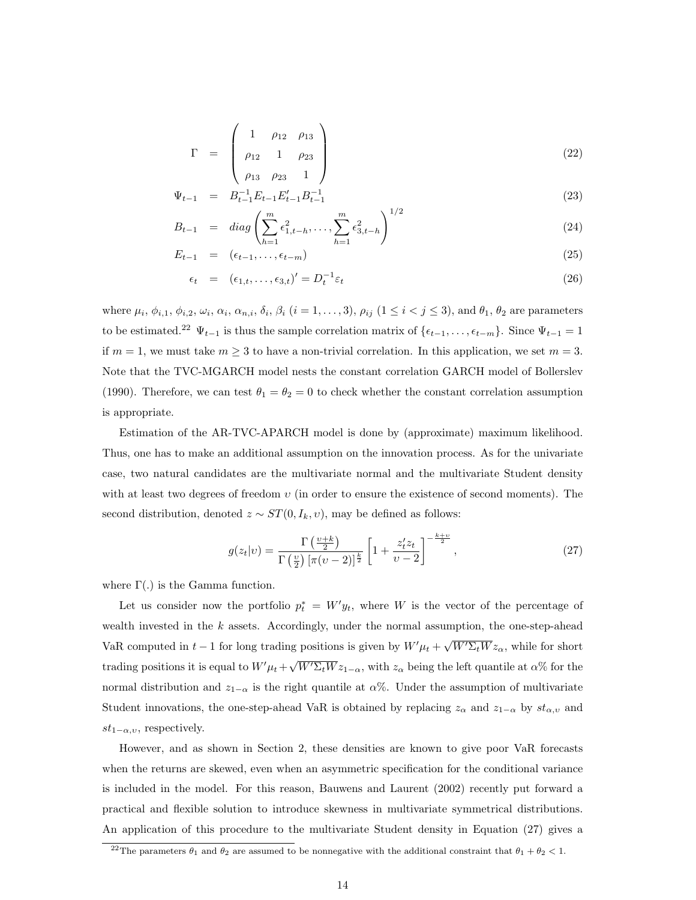$$
\Gamma = \begin{pmatrix} 1 & \rho_{12} & \rho_{13} \\ \rho_{12} & 1 & \rho_{23} \\ \rho_{13} & \rho_{23} & 1 \end{pmatrix} \tag{22}
$$

$$
\Psi_{t-1} = B_{t-1}^{-1} E_{t-1} E_{t-1}' B_{t-1}^{-1} \tag{23}
$$

$$
B_{t-1} = diag\left( \sum_{h=1}^{m} \epsilon_{1,t-h}^2, \ldots, \sum_{h=1}^{m} \epsilon_{3,t-h}^2 \right)^{1/2} \tag{24}
$$

$$
E_{t-1} = (\epsilon_{t-1}, \ldots, \epsilon_{t-m}) \tag{25}
$$

$$
\epsilon_t = (\epsilon_{1,t}, \ldots, \epsilon_{3,t})' = D_t^{-1} \varepsilon_t \tag{26}
$$

where $\mu_i$, $\phi_{i,1}$, $\phi_{i,2}$, $\omega_i$, $\alpha_i$, $\alpha_{n,i}$, $\delta_i$, $\beta_i$ $(i = 1, \ldots, 3)$, $\rho_{ij}$ $(1 \leq i < j \leq 3)$, and $\theta_1$, $\theta_2$ are parameters to be estimated.[22] $\Psi_{t-1}$ is thus the sample correlation matrix of $\{\epsilon_{t-1}, \ldots, \epsilon_{t-m}\}$. Since $\Psi_{t-1} = 1$ if $m = 1$, we must take $m \geq 3$ to have a non-trivial correlation. In this application, we set $m = 3$. Note that the TVC-MGARCH model nests the constant correlation GARCH model of Bollerslev (1990). Therefore, we can test $\theta_1 = \theta_2 = 0$ to check whether the constant correlation assumption is appropriate.

Estimation of the AR-TVC-APARCH model is done by (approximate) maximum likelihood. Thus, one has to make an additional assumption on the innovation process. As for the univariate case, two natural candidates are the multivariate normal and the multivariate Student density with at least two degrees of freedom $\upsilon$ (in order to ensure the existence of second moments). The second distribution, denoted $z \sim ST(0, I_k, \upsilon)$, may be defined as follows:

$$
g(z_t|\upsilon) = \frac{\Gamma\left(\frac{\upsilon+k}{2}\right)}{\Gamma\left(\frac{\upsilon}{2}\right)\left[\pi(\upsilon-2)\right]^{\frac{k}{2}}} \left[1 + \frac{z_t' z_t}{\upsilon - 2}\right]^{-\frac{k+\upsilon}{2}}, \tag{27}
$$

where $\Gamma(.)$ is the Gamma function.

Let us consider now the portfolio $p_t^* = W' y_t$, where $W$ is the vector of the percentage of wealth invested in the $k$ assets. Accordingly, under the normal assumption, the one-step-ahead VaR computed in $t-1$ for long trading positions is given by $W'\mu_t + \sqrt{W'\Sigma_t W} z_\alpha$, while for short trading positions it is equal to $W'\mu_t + \sqrt{W'\Sigma_t W} z_{1-\alpha}$, with $z_\alpha$ being the left quantile at $\alpha$% for the normal distribution and $z_{1-\alpha}$ is the right quantile at $\alpha$%. Under the assumption of multivariate Student innovations, the one-step-ahead VaR is obtained by replacing $z_\alpha$ and $z_{1-\alpha}$ by $st_{\alpha,\upsilon}$ and $st_{1-\alpha,\upsilon}$, respectively.

However, and as shown in Section 2, these densities are known to give poor VaR forecasts when the returns are skewed, even when an asymmetric specification for the conditional variance is included in the model. For this reason, Bauwens and Laurent (2002) recently put forward a practical and flexible solution to introduce skewness in multivariate symmetrical distributions. An application of this procedure to the multivariate Student density in Equation (27) gives a

[22] The parameters $\theta_1$ and $\theta_2$ are assumed to be nonnegative with the additional constraint that $\theta_1 + \theta_2 < 1$.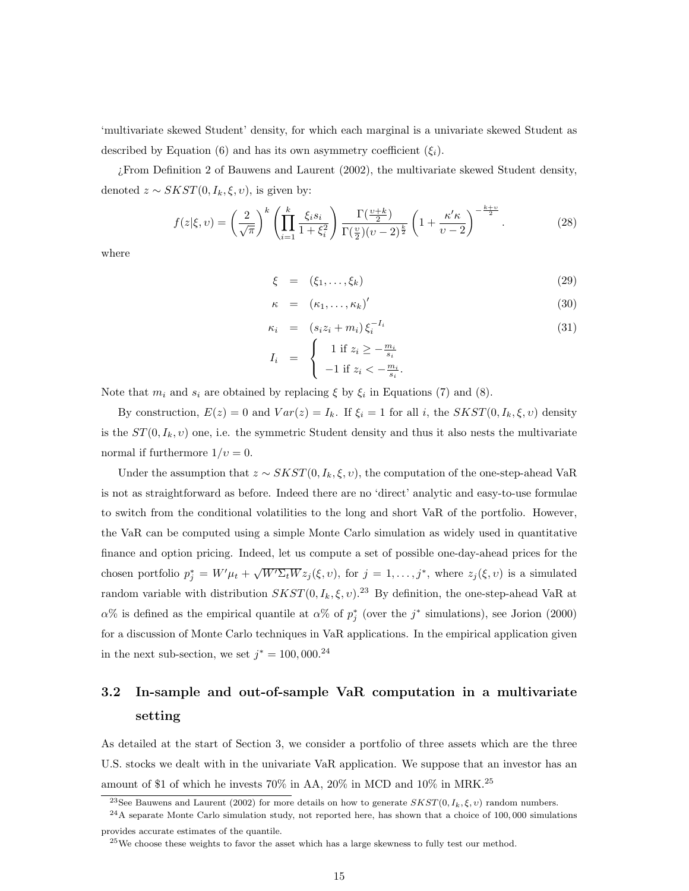'multivariate skewed Student' density, for which each marginal is a univariate skewed Student as described by Equation (6) and has its own asymmetry coefficient ($\xi_i$).

¿From Definition 2 of Bauwens and Laurent (2002), the multivariate skewed Student density, denoted $z \sim SKST(0, I_k, \xi, \upsilon)$, is given by:

$$f(z|\xi, \upsilon) = \left(\frac{2}{\sqrt{\pi}}\right)^k \left(\prod_{i=1}^{k} \frac{\xi_i s_i}{1+\xi_i^2}\right) \frac{\Gamma(\frac{\upsilon+k}{2})}{\Gamma(\frac{\upsilon}{2})(\upsilon-2)^{\frac{k}{2}}} \left(1 + \frac{\kappa'\kappa}{\upsilon-2}\right)^{-\frac{k+\upsilon}{2}}. \tag{28}$$

where

$$\xi = (\xi_1, \ldots, \xi_k) \tag{29}$$

$$\kappa = (\kappa_1, \ldots, \kappa_k)' \tag{30}$$

$$\kappa_i = (s_i z_i + m_i)\, \xi_i^{-I_i} \tag{31}$$

$$I_i = \begin{cases} 1 \text{ if } z_i \geq -\frac{m_i}{s_i} \\ -1 \text{ if } z_i < -\frac{m_i}{s_i}. \end{cases}$$

Note that $m_i$ and $s_i$ are obtained by replacing $\xi$ by $\xi_i$ in Equations (7) and (8).

By construction, $E(z) = 0$ and $Var(z) = I_k$. If $\xi_i = 1$ for all $i$, the $SKST(0, I_k, \xi, \upsilon)$ density is the $ST(0, I_k, \upsilon)$ one, i.e. the symmetric Student density and thus it also nests the multivariate normal if furthermore $1/\upsilon = 0$.

Under the assumption that $z \sim SKST(0, I_k, \xi, \upsilon)$, the computation of the one-step-ahead VaR is not as straightforward as before. Indeed there are no 'direct' analytic and easy-to-use formulae to switch from the conditional volatilities to the long and short VaR of the portfolio. However, the VaR can be computed using a simple Monte Carlo simulation as widely used in quantitative finance and option pricing. Indeed, let us compute a set of possible one-day-ahead prices for the chosen portfolio $p_j^* = W'\mu_t + \sqrt{W'\Sigma_t W} z_j(\xi, \upsilon)$, for $j = 1, \ldots, j^*$, where $z_j(\xi, \upsilon)$ is a simulated random variable with distribution $SKST(0, I_k, \xi, \upsilon)$.[23] By definition, the one-step-ahead VaR at $\alpha\%$ is defined as the empirical quantile at $\alpha\%$ of $p_j^*$ (over the $j^*$ simulations), see Jorion (2000) for a discussion of Monte Carlo techniques in VaR applications. In the empirical application given in the next sub-section, we set $j^* = 100,000$.[24]

## 3.2 In-sample and out-of-sample VaR computation in a multivariate setting

As detailed at the start of Section 3, we consider a portfolio of three assets which are the three U.S. stocks we dealt with in the univariate VaR application. We suppose that an investor has an amount of \$1 of which he invests 70% in AA, 20% in MCD and 10% in MRK.[25]

[23] See Bauwens and Laurent (2002) for more details on how to generate $SKST(0, I_k, \xi, \upsilon)$ random numbers.

[24] A separate Monte Carlo simulation study, not reported here, has shown that a choice of 100,000 simulations provides accurate estimates of the quantile.

[25] We choose these weights to favor the asset which has a large skewness to fully test our method.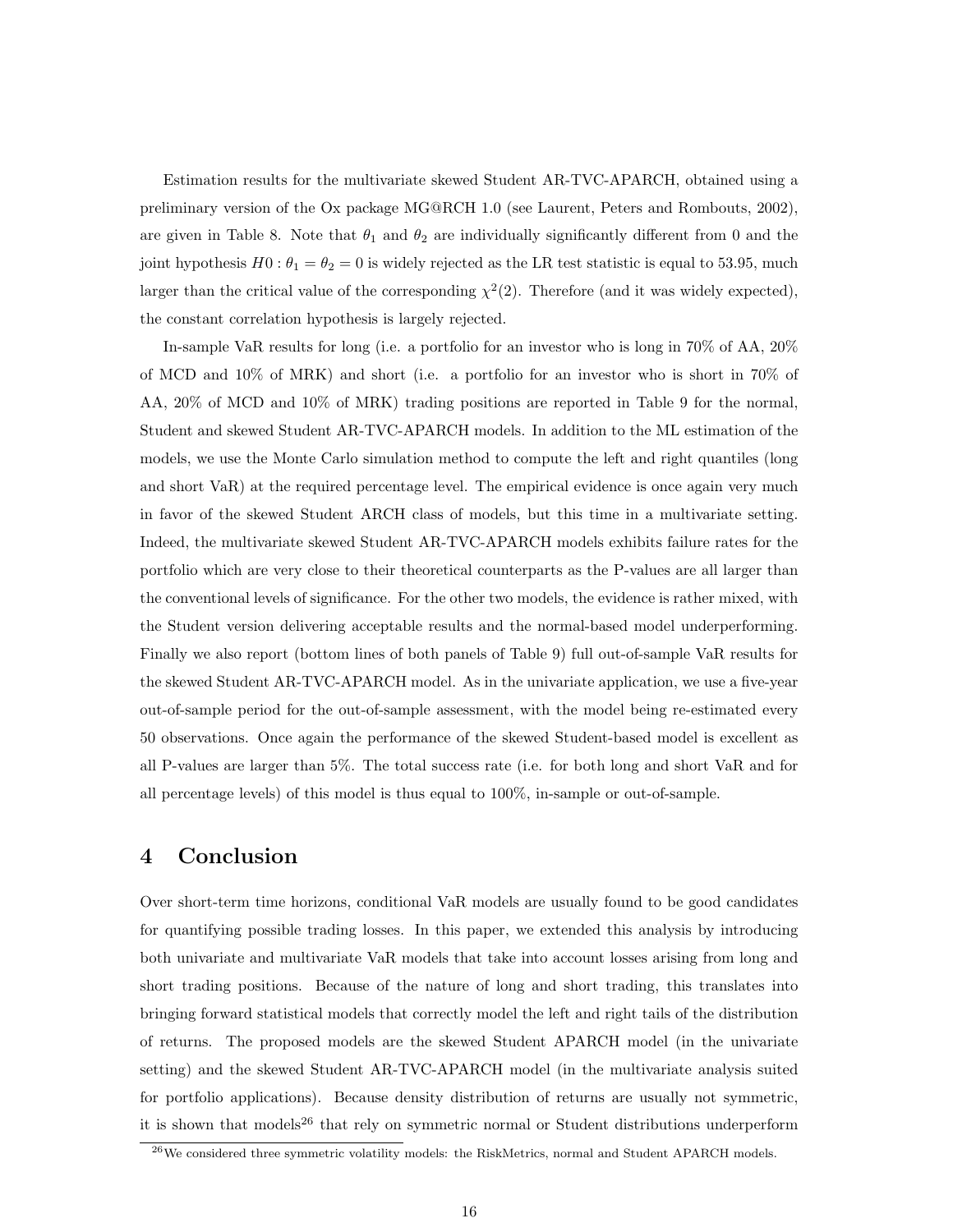Estimation results for the multivariate skewed Student AR-TVC-APARCH, obtained using a preliminary version of the Ox package MG@RCH 1.0 (see Laurent, Peters and Rombouts, 2002), are given in Table 8. Note that $\theta_1$ and $\theta_2$ are individually significantly different from 0 and the joint hypothesis $H0 : \theta_1 = \theta_2 = 0$ is widely rejected as the LR test statistic is equal to 53.95, much larger than the critical value of the corresponding $\chi^2(2)$. Therefore (and it was widely expected), the constant correlation hypothesis is largely rejected.

In-sample VaR results for long (i.e. a portfolio for an investor who is long in 70% of AA, 20% of MCD and 10% of MRK) and short (i.e. a portfolio for an investor who is short in 70% of AA, 20% of MCD and 10% of MRK) trading positions are reported in Table 9 for the normal, Student and skewed Student AR-TVC-APARCH models. In addition to the ML estimation of the models, we use the Monte Carlo simulation method to compute the left and right quantiles (long and short VaR) at the required percentage level. The empirical evidence is once again very much in favor of the skewed Student ARCH class of models, but this time in a multivariate setting. Indeed, the multivariate skewed Student AR-TVC-APARCH models exhibits failure rates for the portfolio which are very close to their theoretical counterparts as the P-values are all larger than the conventional levels of significance. For the other two models, the evidence is rather mixed, with the Student version delivering acceptable results and the normal-based model underperforming. Finally we also report (bottom lines of both panels of Table 9) full out-of-sample VaR results for the skewed Student AR-TVC-APARCH model. As in the univariate application, we use a five-year out-of-sample period for the out-of-sample assessment, with the model being re-estimated every 50 observations. Once again the performance of the skewed Student-based model is excellent as all P-values are larger than 5%. The total success rate (i.e. for both long and short VaR and for all percentage levels) of this model is thus equal to 100%, in-sample or out-of-sample.

## 4 Conclusion

Over short-term time horizons, conditional VaR models are usually found to be good candidates for quantifying possible trading losses. In this paper, we extended this analysis by introducing both univariate and multivariate VaR models that take into account losses arising from long and short trading positions. Because of the nature of long and short trading, this translates into bringing forward statistical models that correctly model the left and right tails of the distribution of returns. The proposed models are the skewed Student APARCH model (in the univariate setting) and the skewed Student AR-TVC-APARCH model (in the multivariate analysis suited for portfolio applications). Because density distribution of returns are usually not symmetric, it is shown that models[26] that rely on symmetric normal or Student distributions underperform

[26] We considered three symmetric volatility models: the RiskMetrics, normal and Student APARCH models.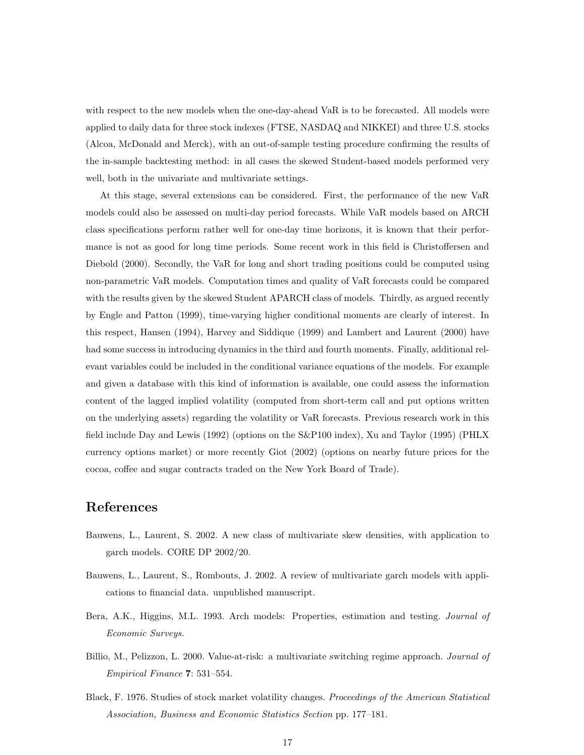with respect to the new models when the one-day-ahead VaR is to be forecasted. All models were applied to daily data for three stock indexes (FTSE, NASDAQ and NIKKEI) and three U.S. stocks (Alcoa, McDonald and Merck), with an out-of-sample testing procedure confirming the results of the in-sample backtesting method: in all cases the skewed Student-based models performed very well, both in the univariate and multivariate settings.

At this stage, several extensions can be considered. First, the performance of the new VaR models could also be assessed on multi-day period forecasts. While VaR models based on ARCH class specifications perform rather well for one-day time horizons, it is known that their performance is not as good for long time periods. Some recent work in this field is Christoffersen and Diebold (2000). Secondly, the VaR for long and short trading positions could be computed using non-parametric VaR models. Computation times and quality of VaR forecasts could be compared with the results given by the skewed Student APARCH class of models. Thirdly, as argued recently by Engle and Patton (1999), time-varying higher conditional moments are clearly of interest. In this respect, Hansen (1994), Harvey and Siddique (1999) and Lambert and Laurent (2000) have had some success in introducing dynamics in the third and fourth moments. Finally, additional relevant variables could be included in the conditional variance equations of the models. For example and given a database with this kind of information is available, one could assess the information content of the lagged implied volatility (computed from short-term call and put options written on the underlying assets) regarding the volatility or VaR forecasts. Previous research work in this field include Day and Lewis (1992) (options on the S&P100 index), Xu and Taylor (1995) (PHLX currency options market) or more recently Giot (2002) (options on nearby future prices for the cocoa, coffee and sugar contracts traded on the New York Board of Trade).

# References

Bauwens, L., Laurent, S. 2002. A new class of multivariate skew densities, with application to garch models. CORE DP 2002/20.

Bauwens, L., Laurent, S., Rombouts, J. 2002. A review of multivariate garch models with applications to financial data. unpublished manuscript.

Bera, A.K., Higgins, M.L. 1993. Arch models: Properties, estimation and testing. *Journal of Economic Surveys.*

Billio, M., Pelizzon, L. 2000. Value-at-risk: a multivariate switching regime approach. *Journal of Empirical Finance* **7**: 531–554.

Black, F. 1976. Studies of stock market volatility changes. *Proceedings of the American Statistical Association, Business and Economic Statistics Section* pp. 177–181.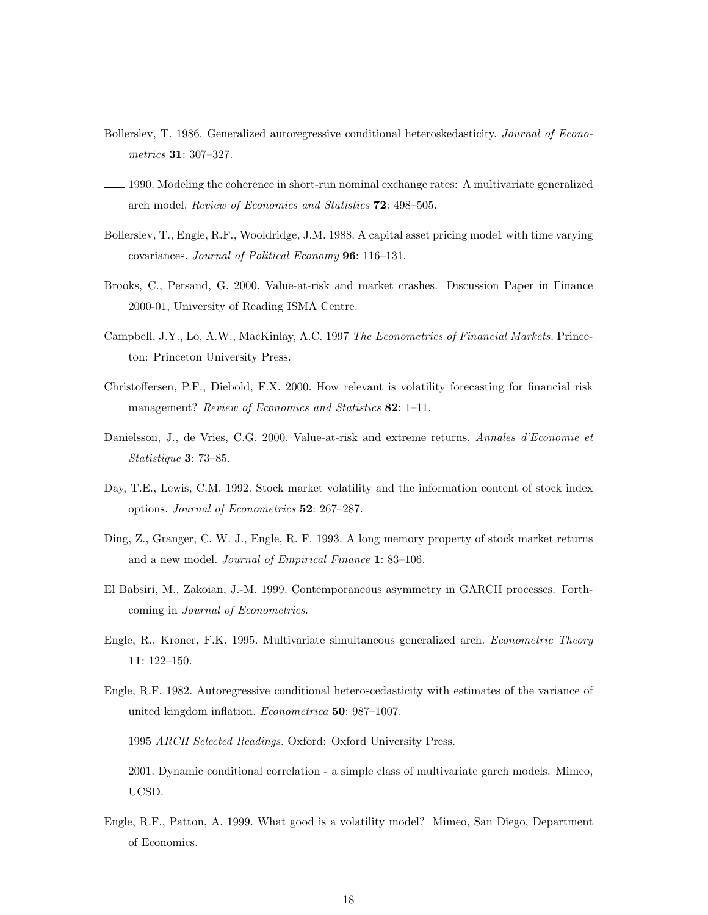Bollerslev, T. 1986. Generalized autoregressive conditional heteroskedasticity. *Journal of Econometrics* **31**: 307–327.

—— 1990. Modeling the coherence in short-run nominal exchange rates: A multivariate generalized arch model. *Review of Economics and Statistics* **72**: 498–505.

Bollerslev, T., Engle, R.F., Wooldridge, J.M. 1988. A capital asset pricing mode1 with time varying covariances. *Journal of Political Economy* **96**: 116–131.

Brooks, C., Persand, G. 2000. Value-at-risk and market crashes. Discussion Paper in Finance 2000-01, University of Reading ISMA Centre.

Campbell, J.Y., Lo, A.W., MacKinlay, A.C. 1997 *The Econometrics of Financial Markets.* Princeton: Princeton University Press.

Christoffersen, P.F., Diebold, F.X. 2000. How relevant is volatility forecasting for financial risk management? *Review of Economics and Statistics* **82**: 1–11.

Danielsson, J., de Vries, C.G. 2000. Value-at-risk and extreme returns. *Annales d'Economie et Statistique* **3**: 73–85.

Day, T.E., Lewis, C.M. 1992. Stock market volatility and the information content of stock index options. *Journal of Econometrics* **52**: 267–287.

Ding, Z., Granger, C. W. J., Engle, R. F. 1993. A long memory property of stock market returns and a new model. *Journal of Empirical Finance* **1**: 83–106.

El Babsiri, M., Zakoian, J.-M. 1999. Contemporaneous asymmetry in GARCH processes. Forthcoming in *Journal of Econometrics*.

Engle, R., Kroner, F.K. 1995. Multivariate simultaneous generalized arch. *Econometric Theory* **11**: 122–150.

Engle, R.F. 1982. Autoregressive conditional heteroscedasticity with estimates of the variance of united kingdom inflation. *Econometrica* **50**: 987–1007.

—— 1995 *ARCH Selected Readings.* Oxford: Oxford University Press.

—— 2001. Dynamic conditional correlation - a simple class of multivariate garch models. Mimeo, UCSD.

Engle, R.F., Patton, A. 1999. What good is a volatility model? Mimeo, San Diego, Department of Economics.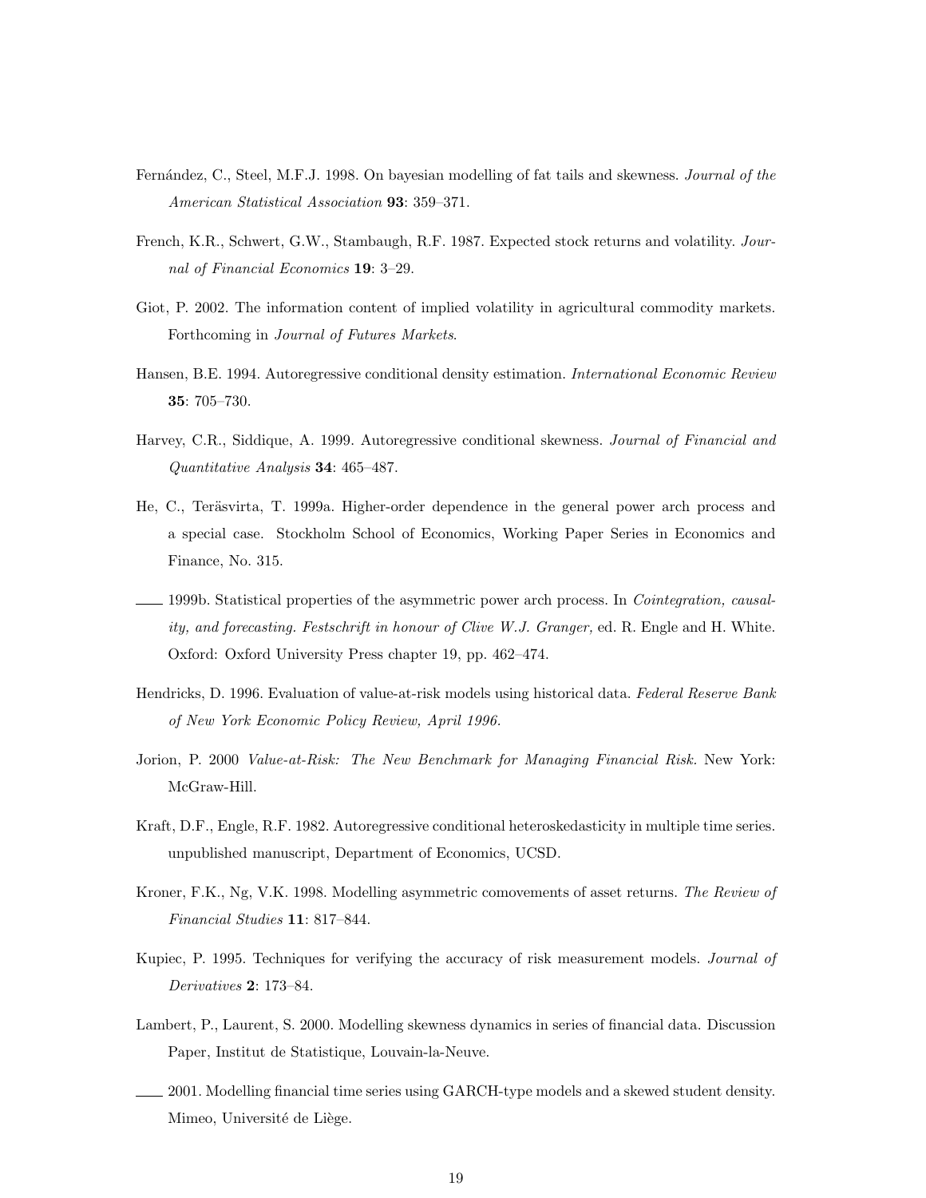Fernández, C., Steel, M.F.J. 1998. On bayesian modelling of fat tails and skewness. *Journal of the American Statistical Association* **93**: 359–371.

French, K.R., Schwert, G.W., Stambaugh, R.F. 1987. Expected stock returns and volatility. *Journal of Financial Economics* **19**: 3–29.

Giot, P. 2002. The information content of implied volatility in agricultural commodity markets. Forthcoming in *Journal of Futures Markets*.

Hansen, B.E. 1994. Autoregressive conditional density estimation. *International Economic Review* **35**: 705–730.

Harvey, C.R., Siddique, A. 1999. Autoregressive conditional skewness. *Journal of Financial and Quantitative Analysis* **34**: 465–487.

He, C., Teräsvirta, T. 1999a. Higher-order dependence in the general power arch process and a special case. Stockholm School of Economics, Working Paper Series in Economics and Finance, No. 315.

—— 1999b. Statistical properties of the asymmetric power arch process. In *Cointegration, causality, and forecasting. Festschrift in honour of Clive W.J. Granger,* ed. R. Engle and H. White. Oxford: Oxford University Press chapter 19, pp. 462–474.

Hendricks, D. 1996. Evaluation of value-at-risk models using historical data. *Federal Reserve Bank of New York Economic Policy Review, April 1996.*

Jorion, P. 2000 *Value-at-Risk: The New Benchmark for Managing Financial Risk.* New York: McGraw-Hill.

Kraft, D.F., Engle, R.F. 1982. Autoregressive conditional heteroskedasticity in multiple time series. unpublished manuscript, Department of Economics, UCSD.

Kroner, F.K., Ng, V.K. 1998. Modelling asymmetric comovements of asset returns. *The Review of Financial Studies* **11**: 817–844.

Kupiec, P. 1995. Techniques for verifying the accuracy of risk measurement models. *Journal of Derivatives* **2**: 173–84.

Lambert, P., Laurent, S. 2000. Modelling skewness dynamics in series of financial data. Discussion Paper, Institut de Statistique, Louvain-la-Neuve.

—— 2001. Modelling financial time series using GARCH-type models and a skewed student density. Mimeo, Université de Liège.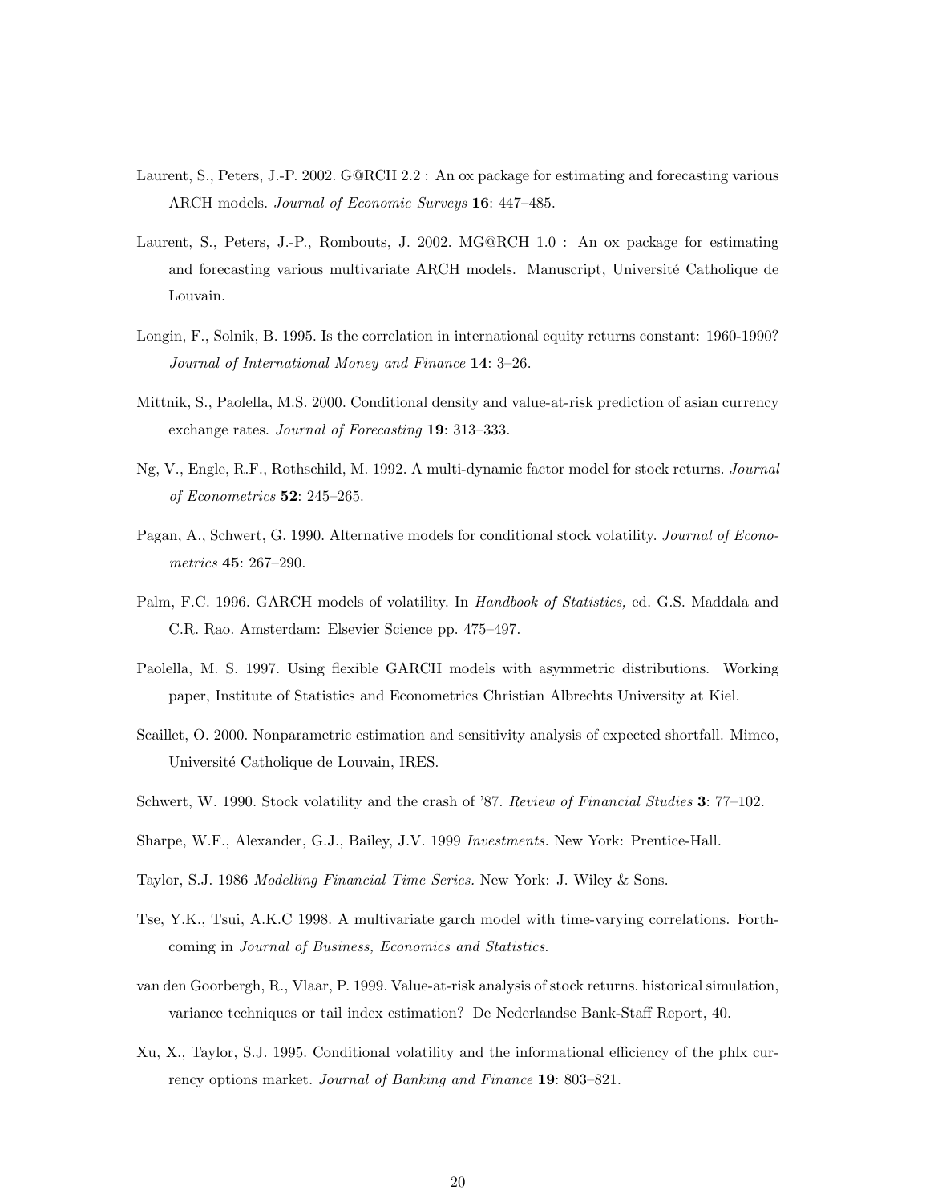Laurent, S., Peters, J.-P. 2002. G@RCH 2.2 : An ox package for estimating and forecasting various ARCH models. *Journal of Economic Surveys* **16**: 447–485.

Laurent, S., Peters, J.-P., Rombouts, J. 2002. MG@RCH 1.0 : An ox package for estimating and forecasting various multivariate ARCH models. Manuscript, Université Catholique de Louvain.

Longin, F., Solnik, B. 1995. Is the correlation in international equity returns constant: 1960-1990? *Journal of International Money and Finance* **14**: 3–26.

Mittnik, S., Paolella, M.S. 2000. Conditional density and value-at-risk prediction of asian currency exchange rates. *Journal of Forecasting* **19**: 313–333.

Ng, V., Engle, R.F., Rothschild, M. 1992. A multi-dynamic factor model for stock returns. *Journal of Econometrics* **52**: 245–265.

Pagan, A., Schwert, G. 1990. Alternative models for conditional stock volatility. *Journal of Econometrics* **45**: 267–290.

Palm, F.C. 1996. GARCH models of volatility. In *Handbook of Statistics,* ed. G.S. Maddala and C.R. Rao. Amsterdam: Elsevier Science pp. 475–497.

Paolella, M. S. 1997. Using flexible GARCH models with asymmetric distributions. Working paper, Institute of Statistics and Econometrics Christian Albrechts University at Kiel.

Scaillet, O. 2000. Nonparametric estimation and sensitivity analysis of expected shortfall. Mimeo, Université Catholique de Louvain, IRES.

Schwert, W. 1990. Stock volatility and the crash of '87. *Review of Financial Studies* **3**: 77–102.

Sharpe, W.F., Alexander, G.J., Bailey, J.V. 1999 *Investments.* New York: Prentice-Hall.

Taylor, S.J. 1986 *Modelling Financial Time Series.* New York: J. Wiley & Sons.

Tse, Y.K., Tsui, A.K.C 1998. A multivariate garch model with time-varying correlations. Forthcoming in *Journal of Business, Economics and Statistics*.

van den Goorbergh, R., Vlaar, P. 1999. Value-at-risk analysis of stock returns. historical simulation, variance techniques or tail index estimation? De Nederlandse Bank-Staff Report, 40.

Xu, X., Taylor, S.J. 1995. Conditional volatility and the informational efficiency of the phlx currency options market. *Journal of Banking and Finance* **19**: 803–821.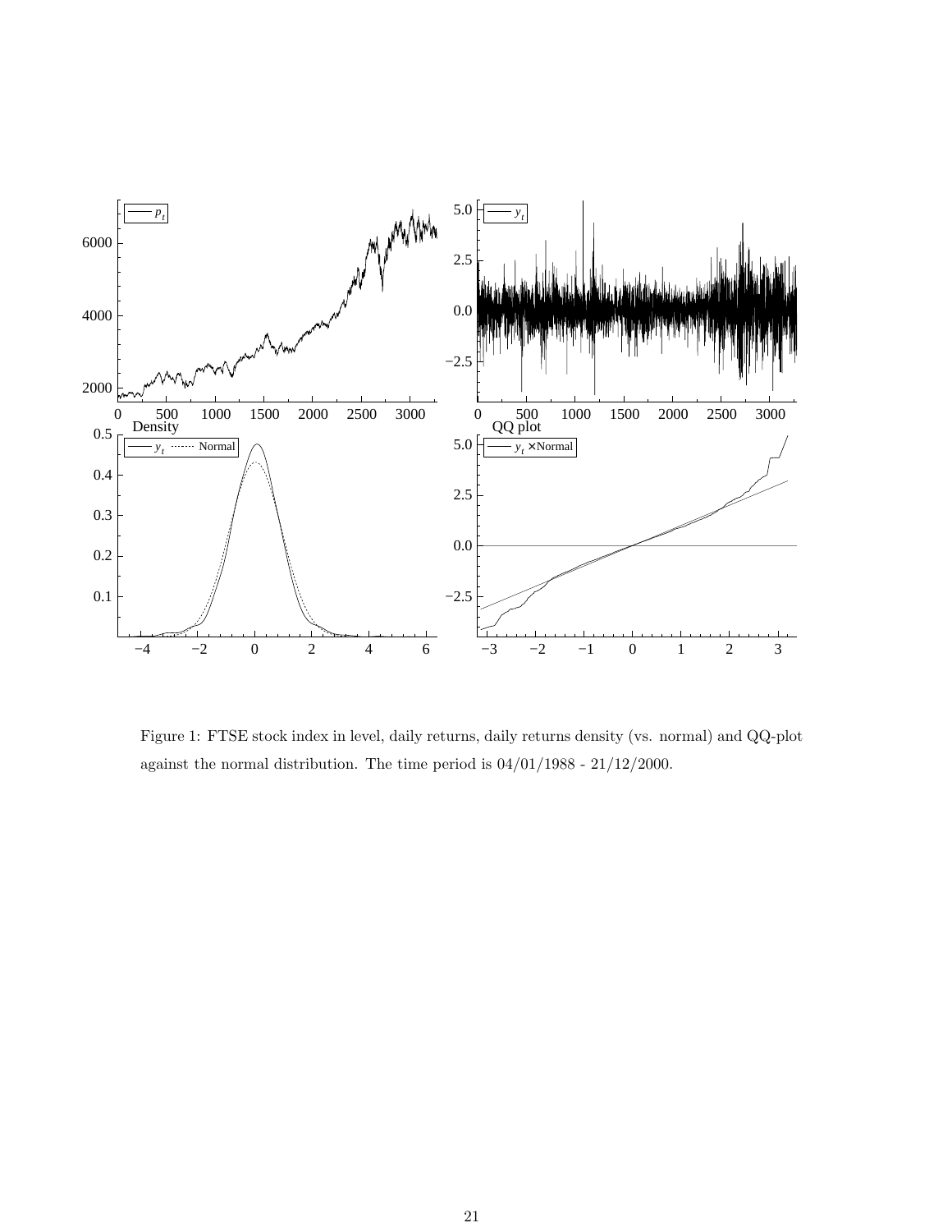Figure 1: FTSE stock index in level, daily returns, daily returns density (vs. normal) and QQ-plot against the normal distribution. The time period is 04/01/1988 - 21/12/2000.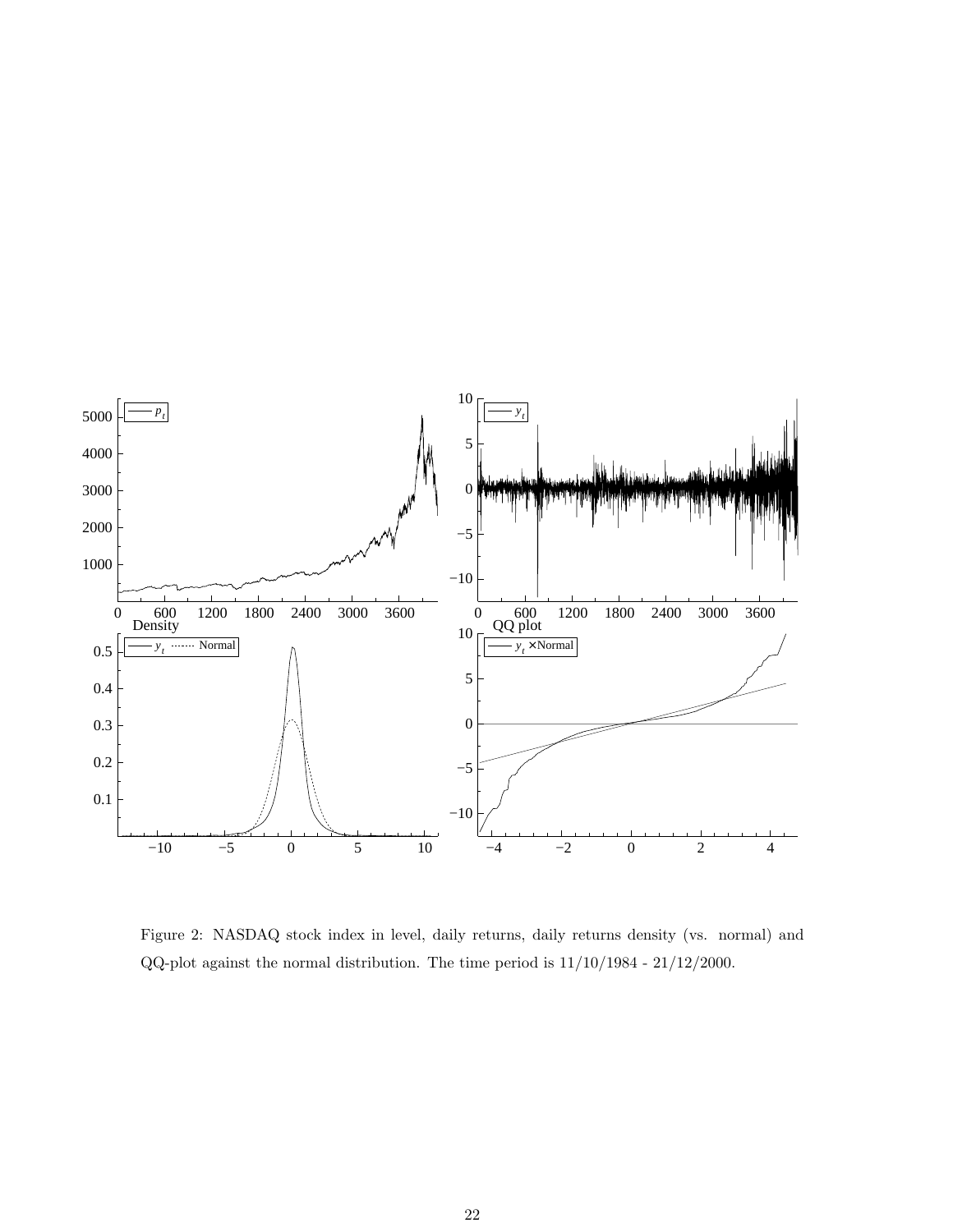Figure 2: NASDAQ stock index in level, daily returns, daily returns density (vs. normal) and QQ-plot against the normal distribution. The time period is 11/10/1984 - 21/12/2000.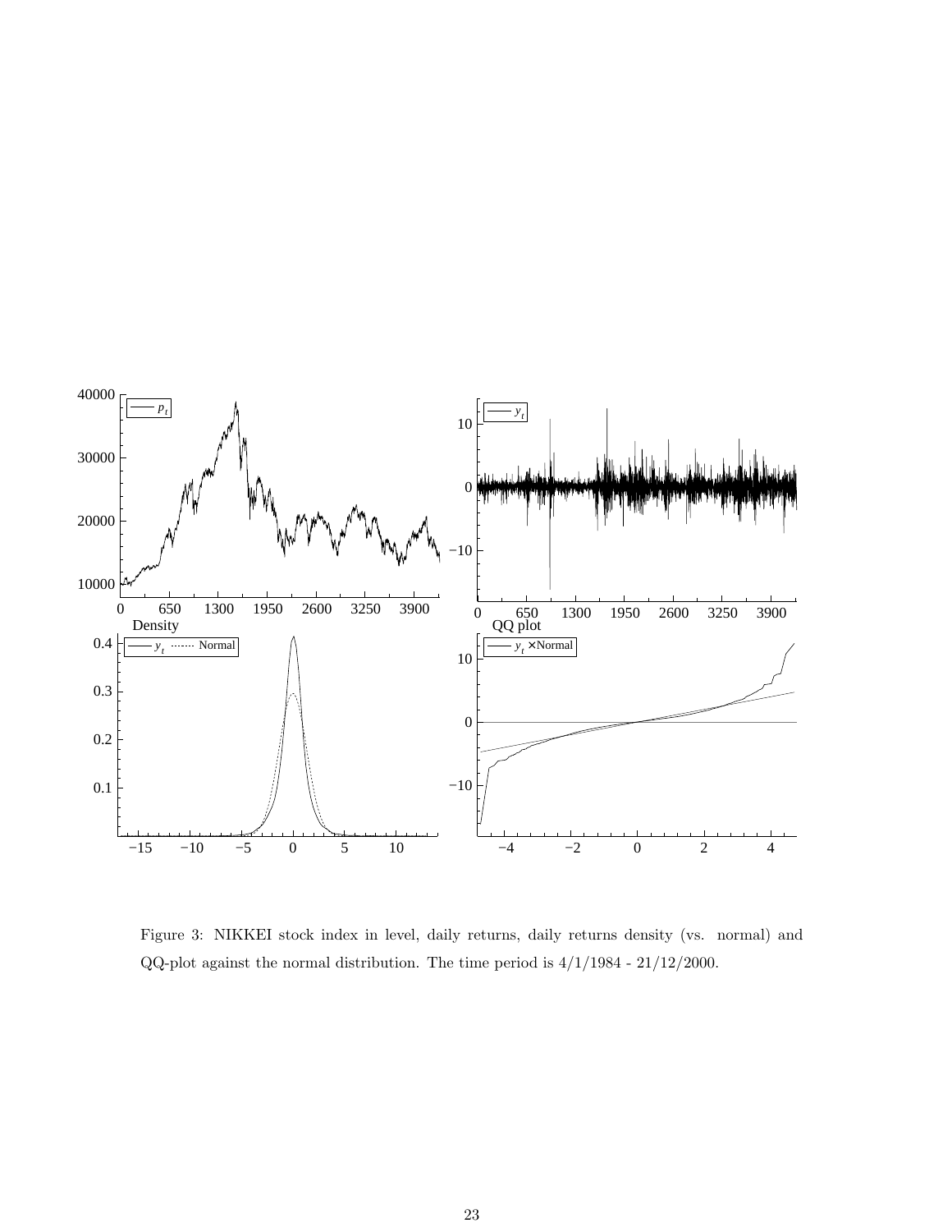Figure 3: NIKKEI stock index in level, daily returns, daily returns density (vs. normal) and QQ-plot against the normal distribution. The time period is 4/1/1984 - 21/12/2000.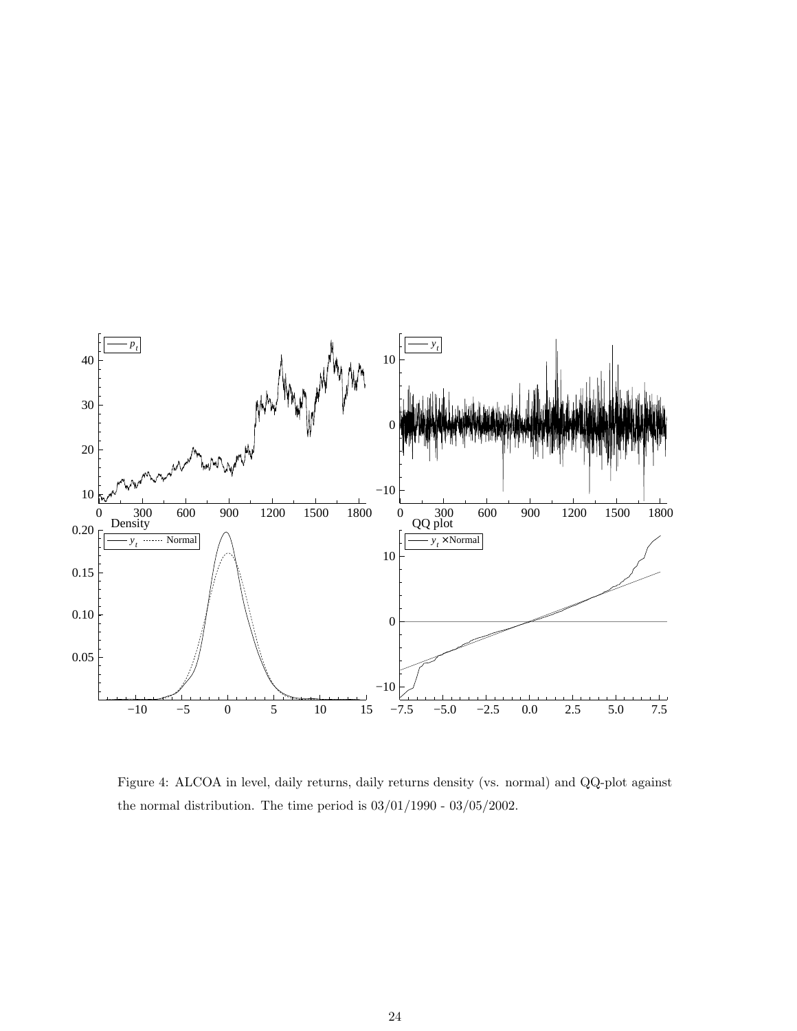Figure 4: ALCOA in level, daily returns, daily returns density (vs. normal) and QQ-plot against the normal distribution. The time period is 03/01/1990 - 03/05/2002.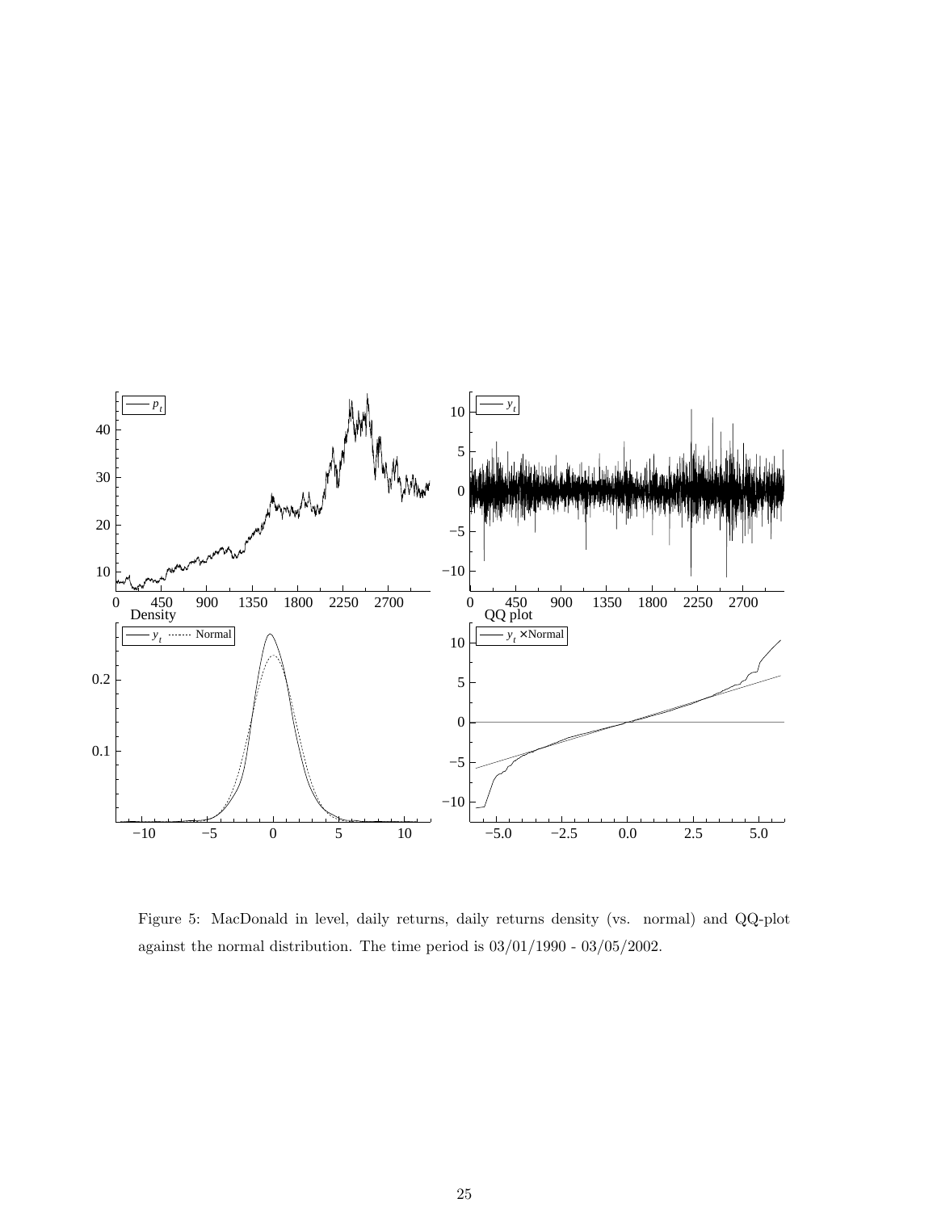Figure 5: MacDonald in level, daily returns, daily returns density (vs. normal) and QQ-plot against the normal distribution. The time period is 03/01/1990 - 03/05/2002.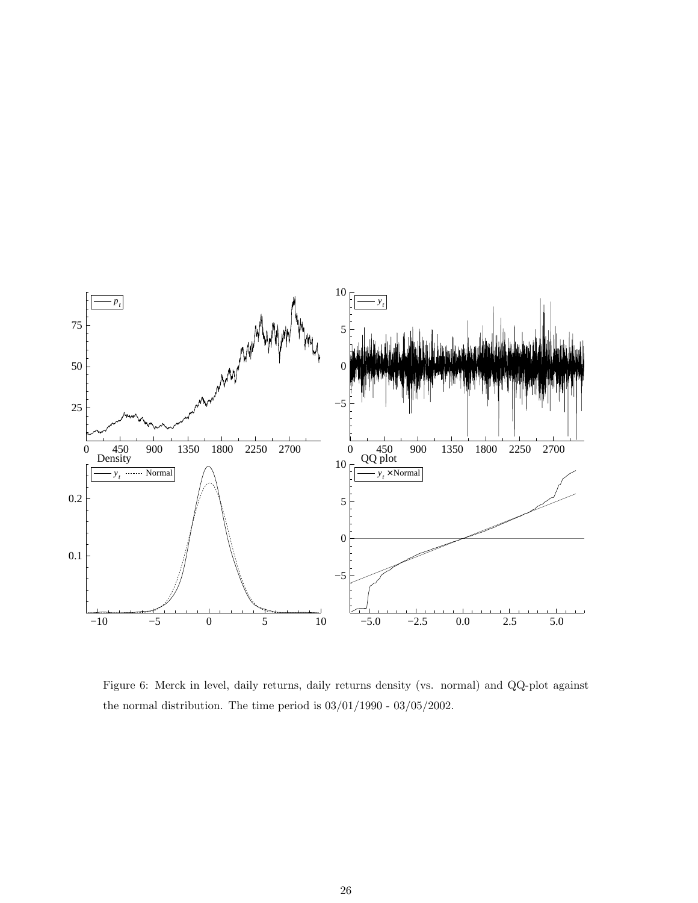Figure 6: Merck in level, daily returns, daily returns density (vs. normal) and QQ-plot against the normal distribution. The time period is 03/01/1990 - 03/05/2002.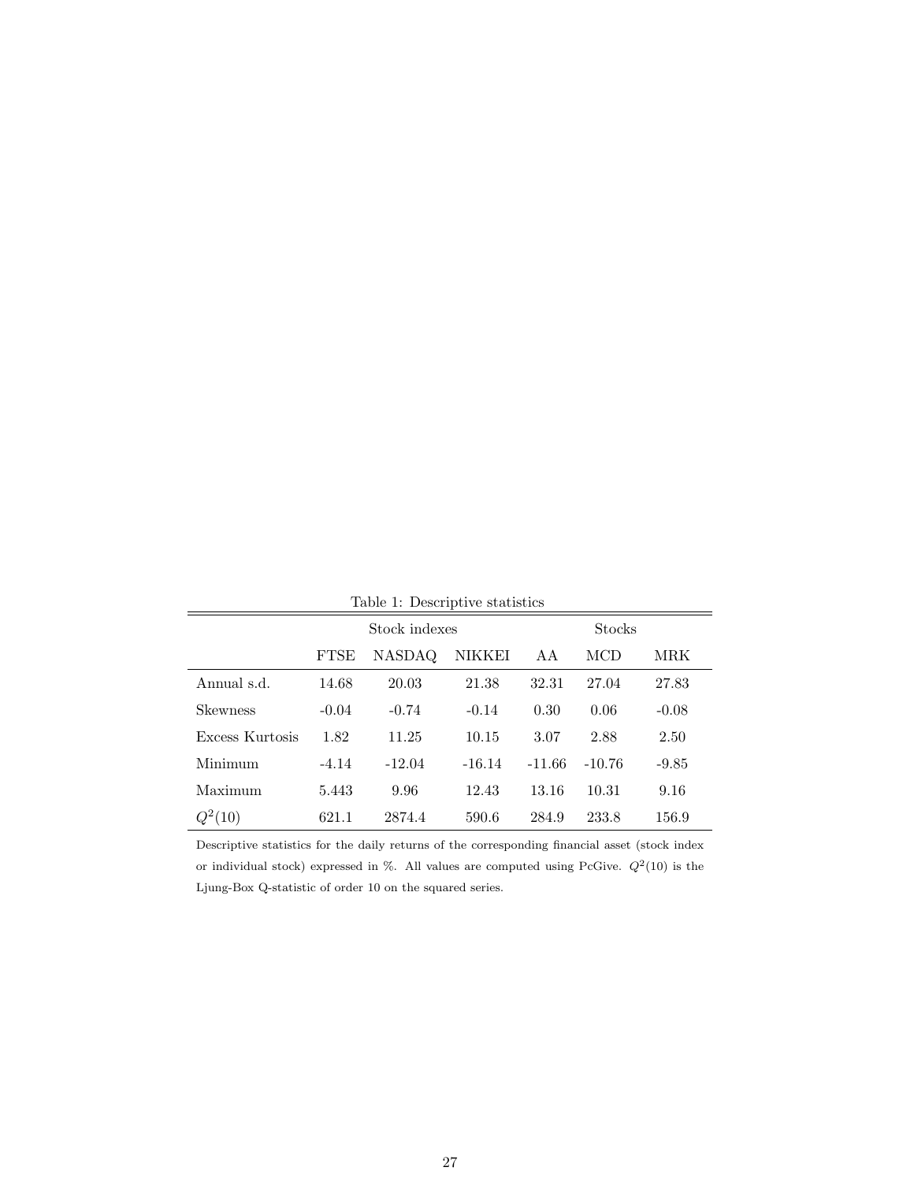Table 1: Descriptive statistics

| | Stock indexes | | | Stocks | | |
|---|---|---|---|---|---|---|
| | FTSE | NASDAQ | NIKKEI | AA | MCD | MRK |
| Annual s.d. | 14.68 | 20.03 | 21.38 | 32.31 | 27.04 | 27.83 |
| Skewness | -0.04 | -0.74 | -0.14 | 0.30 | 0.06 | -0.08 |
| Excess Kurtosis | 1.82 | 11.25 | 10.15 | 3.07 | 2.88 | 2.50 |
| Minimum | -4.14 | -12.04 | -16.14 | -11.66 | -10.76 | -9.85 |
| Maximum | 5.443 | 9.96 | 12.43 | 13.16 | 10.31 | 9.16 |
| $Q^2(10)$ | 621.1 | 2874.4 | 590.6 | 284.9 | 233.8 | 156.9 |

Descriptive statistics for the daily returns of the corresponding financial asset (stock index or individual stock) expressed in %. All values are computed using PcGive. $Q^2(10)$ is the Ljung-Box Q-statistic of order 10 on the squared series.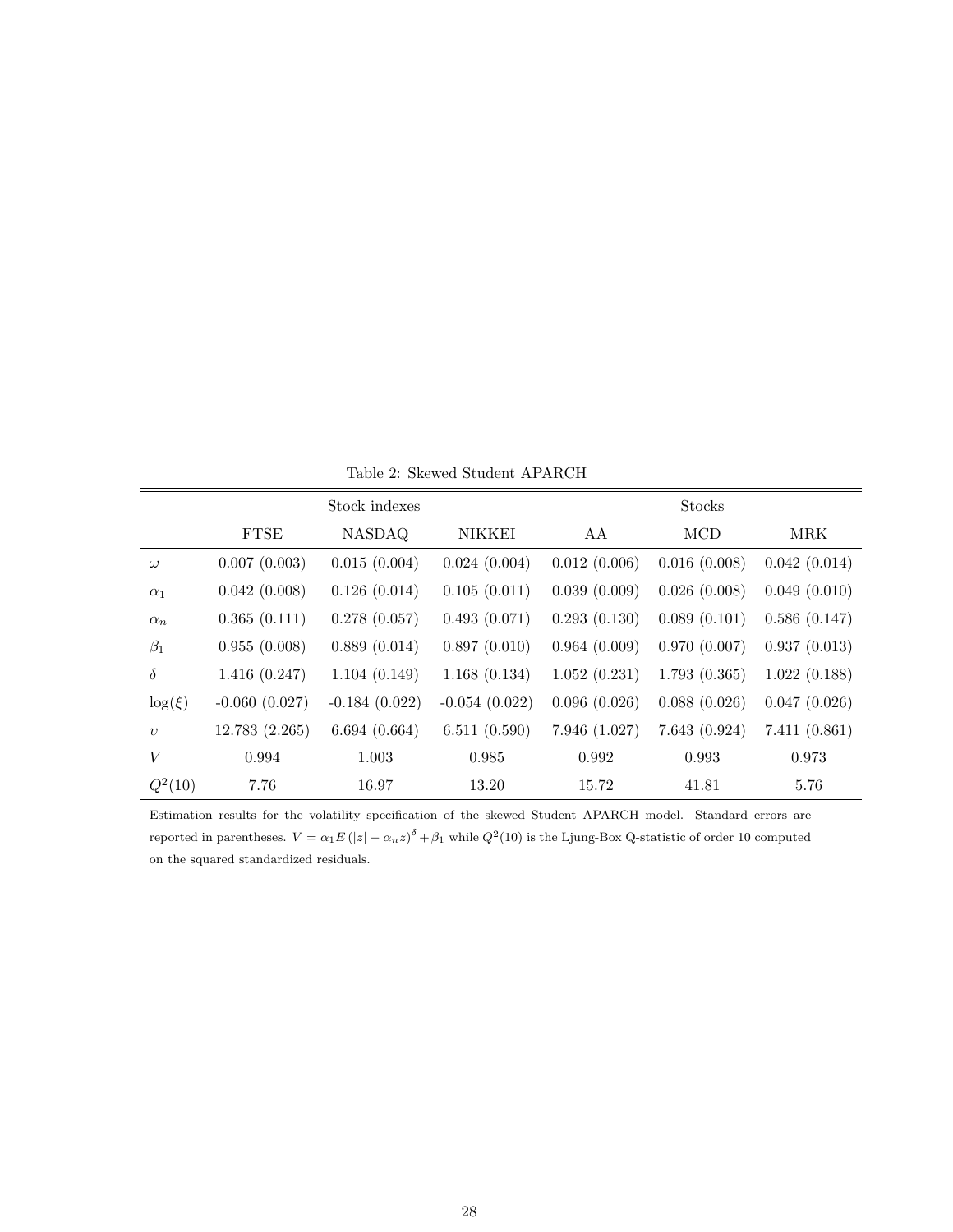Table 2: Skewed Student APARCH

| | Stock indexes | | | Stocks | | |
|---|---|---|---|---|---|---|
| | FTSE | NASDAQ | NIKKEI | AA | MCD | MRK |
| $\omega$ | 0.007 (0.003) | 0.015 (0.004) | 0.024 (0.004) | 0.012 (0.006) | 0.016 (0.008) | 0.042 (0.014) |
| $\alpha_1$ | 0.042 (0.008) | 0.126 (0.014) | 0.105 (0.011) | 0.039 (0.009) | 0.026 (0.008) | 0.049 (0.010) |
| $\alpha_n$ | 0.365 (0.111) | 0.278 (0.057) | 0.493 (0.071) | 0.293 (0.130) | 0.089 (0.101) | 0.586 (0.147) |
| $\beta_1$ | 0.955 (0.008) | 0.889 (0.014) | 0.897 (0.010) | 0.964 (0.009) | 0.970 (0.007) | 0.937 (0.013) |
| $\delta$ | 1.416 (0.247) | 1.104 (0.149) | 1.168 (0.134) | 1.052 (0.231) | 1.793 (0.365) | 1.022 (0.188) |
| $\log(\xi)$ | -0.060 (0.027) | -0.184 (0.022) | -0.054 (0.022) | 0.096 (0.026) | 0.088 (0.026) | 0.047 (0.026) |
| $\upsilon$ | 12.783 (2.265) | 6.694 (0.664) | 6.511 (0.590) | 7.946 (1.027) | 7.643 (0.924) | 7.411 (0.861) |
| $V$ | 0.994 | 1.003 | 0.985 | 0.992 | 0.993 | 0.973 |
| $Q^2(10)$ | 7.76 | 16.97 | 13.20 | 15.72 | 41.81 | 5.76 |

Estimation results for the volatility specification of the skewed Student APARCH model. Standard errors are reported in parentheses. $V = \alpha_1 E\left(|z| - \alpha_n z\right)^{\delta} + \beta_1$ while $Q^2(10)$ is the Ljung-Box Q-statistic of order 10 computed on the squared standardized residuals.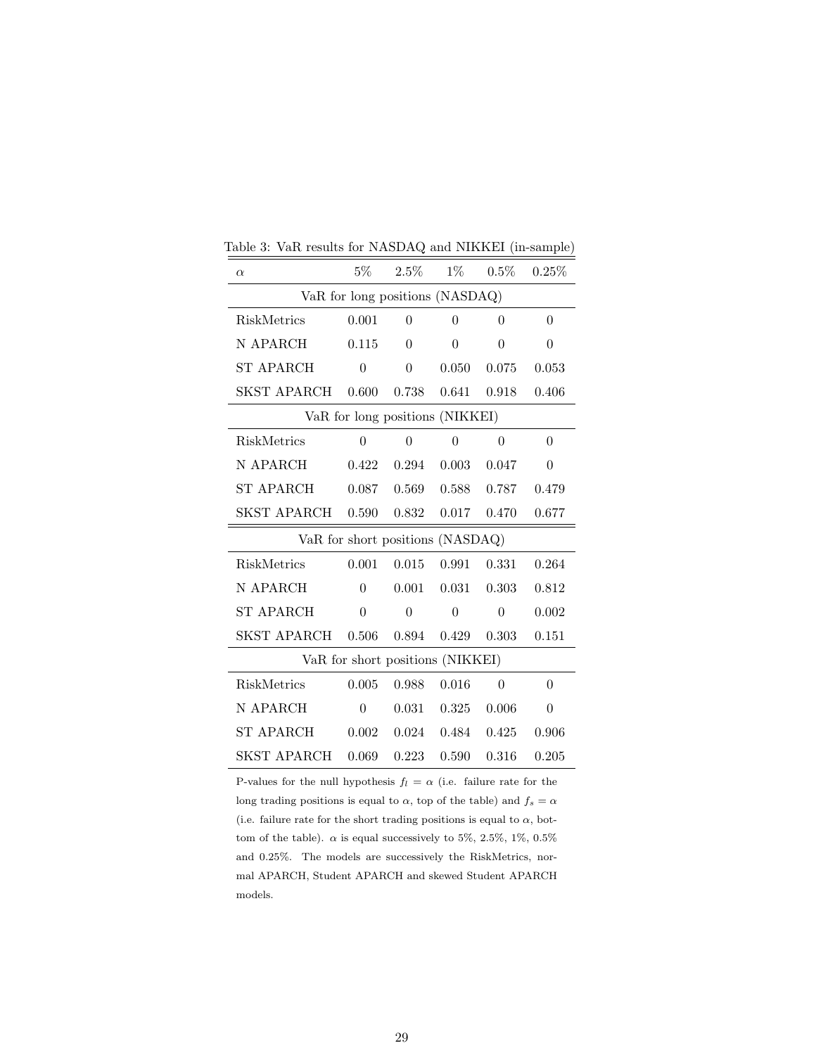Table 3: VaR results for NASDAQ and NIKKEI (in-sample)

| $\alpha$ | 5% | 2.5% | 1% | 0.5% | 0.25% |
|---|---|---|---|---|---|
| VaR for long positions (NASDAQ) | | | | | |
| RiskMetrics | 0.001 | 0 | 0 | 0 | 0 |
| N APARCH | 0.115 | 0 | 0 | 0 | 0 |
| ST APARCH | 0 | 0 | 0.050 | 0.075 | 0.053 |
| SKST APARCH | 0.600 | 0.738 | 0.641 | 0.918 | 0.406 |
| VaR for long positions (NIKKEI) | | | | | |
| RiskMetrics | 0 | 0 | 0 | 0 | 0 |
| N APARCH | 0.422 | 0.294 | 0.003 | 0.047 | 0 |
| ST APARCH | 0.087 | 0.569 | 0.588 | 0.787 | 0.479 |
| SKST APARCH | 0.590 | 0.832 | 0.017 | 0.470 | 0.677 |
| VaR for short positions (NASDAQ) | | | | | |
| RiskMetrics | 0.001 | 0.015 | 0.991 | 0.331 | 0.264 |
| N APARCH | 0 | 0.001 | 0.031 | 0.303 | 0.812 |
| ST APARCH | 0 | 0 | 0 | 0 | 0.002 |
| SKST APARCH | 0.506 | 0.894 | 0.429 | 0.303 | 0.151 |
| VaR for short positions (NIKKEI) | | | | | |
| RiskMetrics | 0.005 | 0.988 | 0.016 | 0 | 0 |
| N APARCH | 0 | 0.031 | 0.325 | 0.006 | 0 |
| ST APARCH | 0.002 | 0.024 | 0.484 | 0.425 | 0.906 |
| SKST APARCH | 0.069 | 0.223 | 0.590 | 0.316 | 0.205 |

P-values for the null hypothesis $f_l = \alpha$ (i.e. failure rate for the long trading positions is equal to $\alpha$, top of the table) and $f_s = \alpha$ (i.e. failure rate for the short trading positions is equal to $\alpha$, bottom of the table). $\alpha$ is equal successively to 5%, 2.5%, 1%, 0.5% and 0.25%. The models are successively the RiskMetrics, normal APARCH, Student APARCH and skewed Student APARCH models.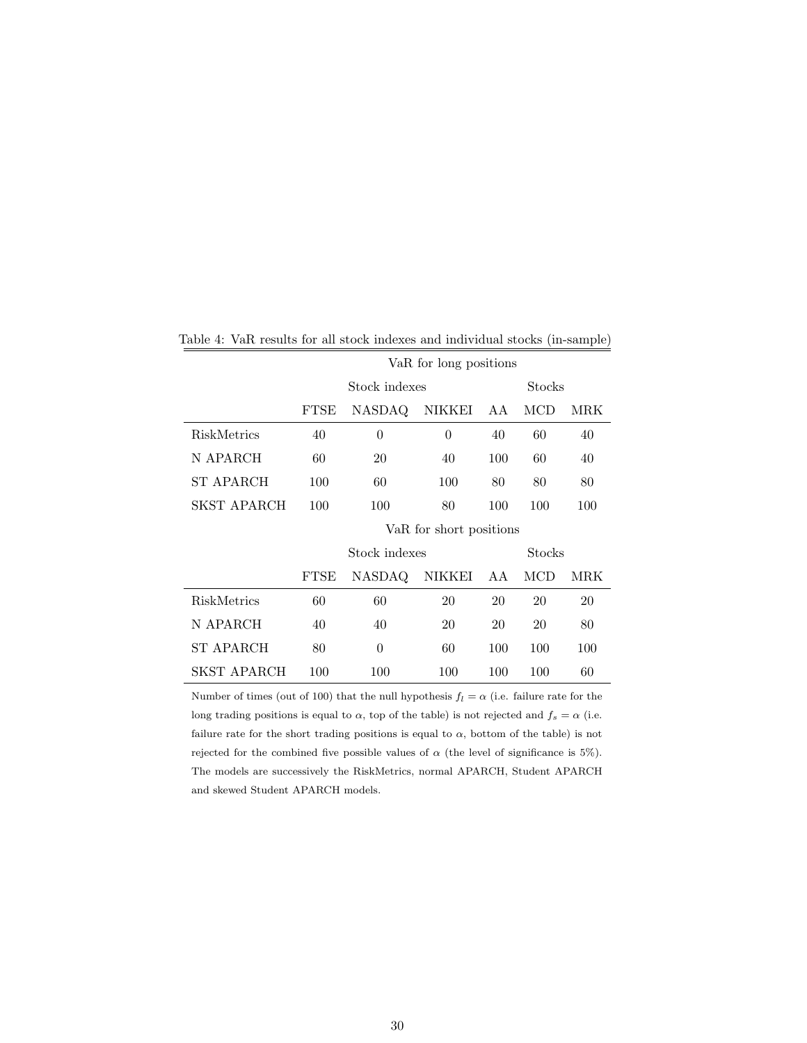Table 4: VaR results for all stock indexes and individual stocks (in-sample)

| | VaR for long positions | | | | | |
|---|---|---|---|---|---|---|
| | Stock indexes | | | Stocks | | |
| | FTSE | NASDAQ | NIKKEI | AA | MCD | MRK |
| RiskMetrics | 40 | 0 | 0 | 40 | 60 | 40 |
| N APARCH | 60 | 20 | 40 | 100 | 60 | 40 |
| ST APARCH | 100 | 60 | 100 | 80 | 80 | 80 |
| SKST APARCH | 100 | 100 | 80 | 100 | 100 | 100 |
| | **VaR for short positions** | | | | | |
| | Stock indexes | | | Stocks | | |
| | FTSE | NASDAQ | NIKKEI | AA | MCD | MRK |
| RiskMetrics | 60 | 60 | 20 | 20 | 20 | 20 |
| N APARCH | 40 | 40 | 20 | 20 | 20 | 80 |
| ST APARCH | 80 | 0 | 60 | 100 | 100 | 100 |
| SKST APARCH | 100 | 100 | 100 | 100 | 100 | 60 |

Number of times (out of 100) that the null hypothesis $f_l = \alpha$ (i.e. failure rate for the long trading positions is equal to $\alpha$, top of the table) is not rejected and $f_s = \alpha$ (i.e. failure rate for the short trading positions is equal to $\alpha$, bottom of the table) is not rejected for the combined five possible values of $\alpha$ (the level of significance is 5%). The models are successively the RiskMetrics, normal APARCH, Student APARCH and skewed Student APARCH models.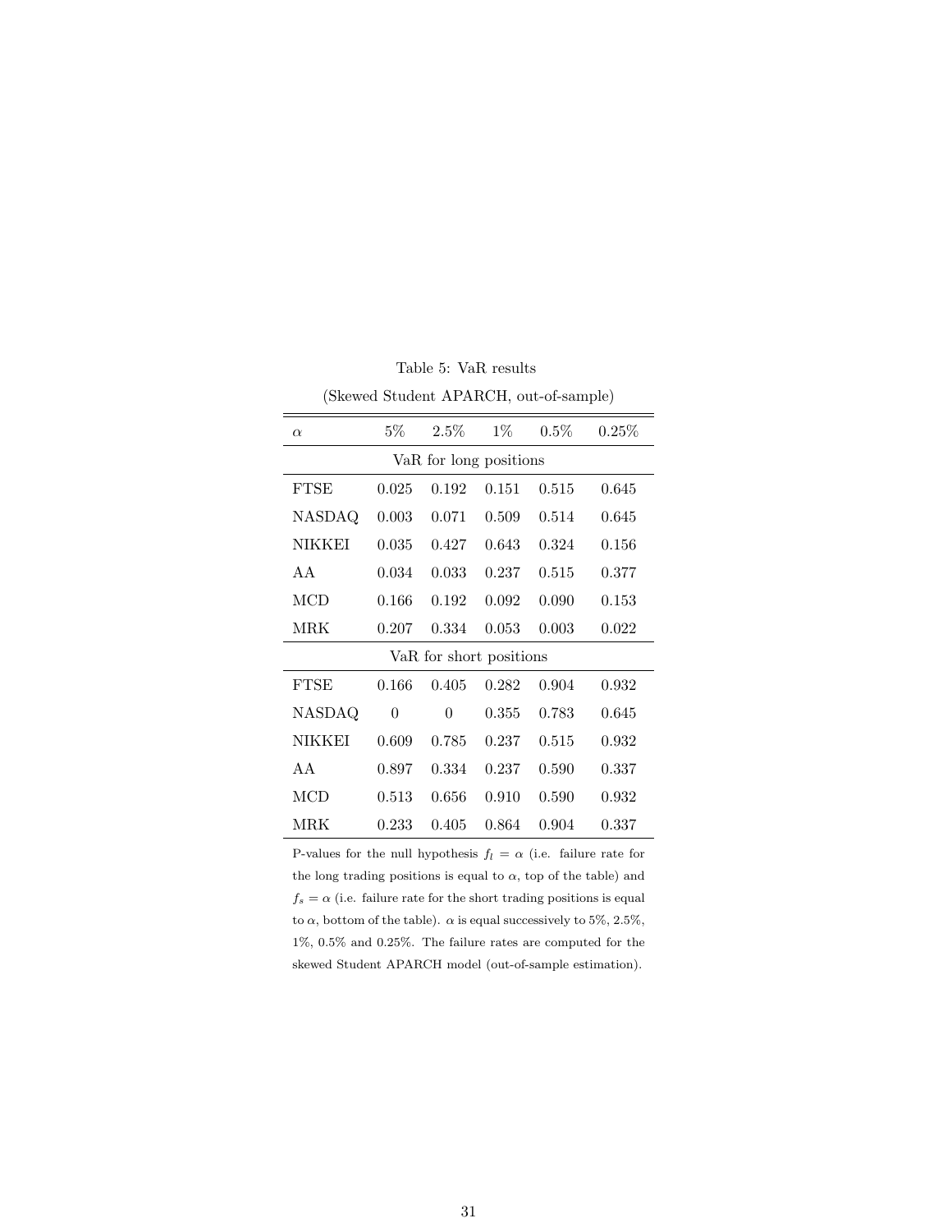Table 5: VaR results

(Skewed Student APARCH, out-of-sample)

| $\alpha$ | 5% | 2.5% | 1% | 0.5% | 0.25% |
|---|---|---|---|---|---|
| VaR for long positions | | | | | |
| FTSE | 0.025 | 0.192 | 0.151 | 0.515 | 0.645 |
| NASDAQ | 0.003 | 0.071 | 0.509 | 0.514 | 0.645 |
| NIKKEI | 0.035 | 0.427 | 0.643 | 0.324 | 0.156 |
| AA | 0.034 | 0.033 | 0.237 | 0.515 | 0.377 |
| MCD | 0.166 | 0.192 | 0.092 | 0.090 | 0.153 |
| MRK | 0.207 | 0.334 | 0.053 | 0.003 | 0.022 |
| VaR for short positions | | | | | |
| FTSE | 0.166 | 0.405 | 0.282 | 0.904 | 0.932 |
| NASDAQ | 0 | 0 | 0.355 | 0.783 | 0.645 |
| NIKKEI | 0.609 | 0.785 | 0.237 | 0.515 | 0.932 |
| AA | 0.897 | 0.334 | 0.237 | 0.590 | 0.337 |
| MCD | 0.513 | 0.656 | 0.910 | 0.590 | 0.932 |
| MRK | 0.233 | 0.405 | 0.864 | 0.904 | 0.337 |

P-values for the null hypothesis $f_l = \alpha$ (i.e. failure rate for the long trading positions is equal to $\alpha$, top of the table) and $f_s = \alpha$ (i.e. failure rate for the short trading positions is equal to $\alpha$, bottom of the table). $\alpha$ is equal successively to 5%, 2.5%, 1%, 0.5% and 0.25%. The failure rates are computed for the skewed Student APARCH model (out-of-sample estimation).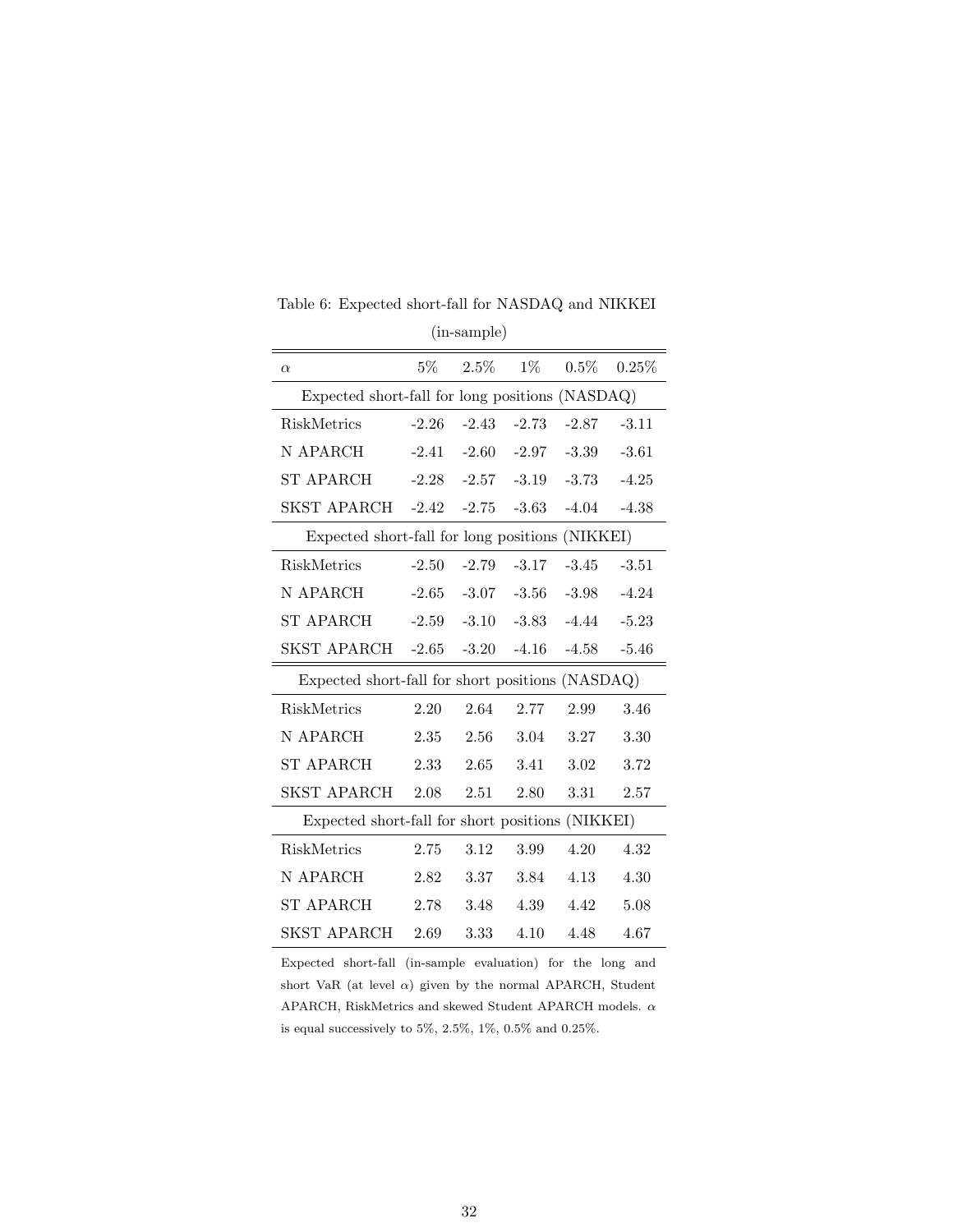Table 6: Expected short-fall for NASDAQ and NIKKEI (in-sample)

| $\alpha$ | 5% | 2.5% | 1% | 0.5% | 0.25% |
|---|---|---|---|---|---|
| Expected short-fall for long positions (NASDAQ) | | | | | |
| RiskMetrics | -2.26 | -2.43 | -2.73 | -2.87 | -3.11 |
| N APARCH | -2.41 | -2.60 | -2.97 | -3.39 | -3.61 |
| ST APARCH | -2.28 | -2.57 | -3.19 | -3.73 | -4.25 |
| SKST APARCH | -2.42 | -2.75 | -3.63 | -4.04 | -4.38 |
| Expected short-fall for long positions (NIKKEI) | | | | | |
| RiskMetrics | -2.50 | -2.79 | -3.17 | -3.45 | -3.51 |
| N APARCH | -2.65 | -3.07 | -3.56 | -3.98 | -4.24 |
| ST APARCH | -2.59 | -3.10 | -3.83 | -4.44 | -5.23 |
| SKST APARCH | -2.65 | -3.20 | -4.16 | -4.58 | -5.46 |
| Expected short-fall for short positions (NASDAQ) | | | | | |
| RiskMetrics | 2.20 | 2.64 | 2.77 | 2.99 | 3.46 |
| N APARCH | 2.35 | 2.56 | 3.04 | 3.27 | 3.30 |
| ST APARCH | 2.33 | 2.65 | 3.41 | 3.02 | 3.72 |
| SKST APARCH | 2.08 | 2.51 | 2.80 | 3.31 | 2.57 |
| Expected short-fall for short positions (NIKKEI) | | | | | |
| RiskMetrics | 2.75 | 3.12 | 3.99 | 4.20 | 4.32 |
| N APARCH | 2.82 | 3.37 | 3.84 | 4.13 | 4.30 |
| ST APARCH | 2.78 | 3.48 | 4.39 | 4.42 | 5.08 |
| SKST APARCH | 2.69 | 3.33 | 4.10 | 4.48 | 4.67 |

Expected short-fall (in-sample evaluation) for the long and short VaR (at level $\alpha$) given by the normal APARCH, Student APARCH, RiskMetrics and skewed Student APARCH models. $\alpha$ is equal successively to 5%, 2.5%, 1%, 0.5% and 0.25%.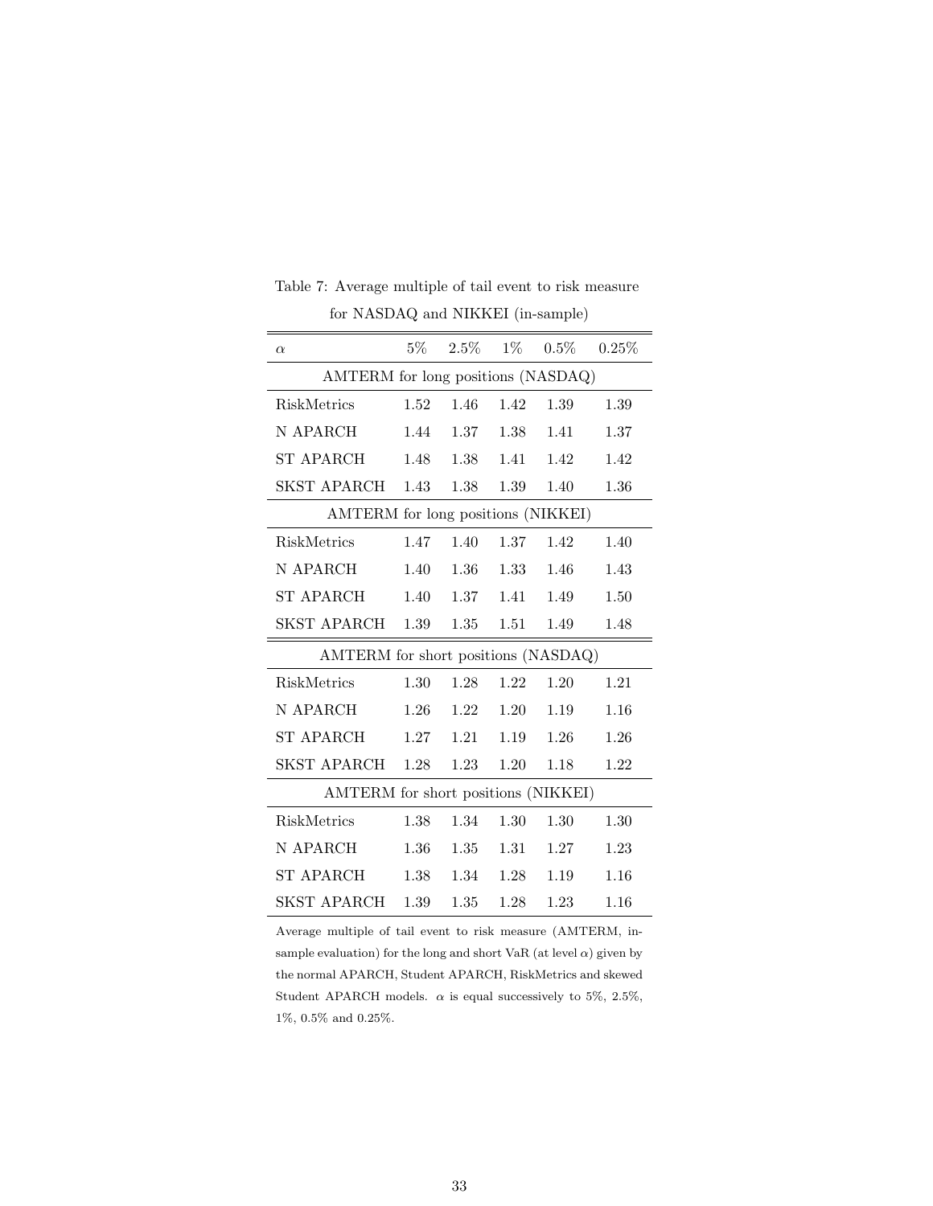Table 7: Average multiple of tail event to risk measure for NASDAQ and NIKKEI (in-sample)

| $\alpha$ | 5% | 2.5% | 1% | 0.5% | 0.25% |
|---|---|---|---|---|---|
| AMTERM for long positions (NASDAQ) | | | | | |
| RiskMetrics | 1.52 | 1.46 | 1.42 | 1.39 | 1.39 |
| N APARCH | 1.44 | 1.37 | 1.38 | 1.41 | 1.37 |
| ST APARCH | 1.48 | 1.38 | 1.41 | 1.42 | 1.42 |
| SKST APARCH | 1.43 | 1.38 | 1.39 | 1.40 | 1.36 |
| AMTERM for long positions (NIKKEI) | | | | | |
| RiskMetrics | 1.47 | 1.40 | 1.37 | 1.42 | 1.40 |
| N APARCH | 1.40 | 1.36 | 1.33 | 1.46 | 1.43 |
| ST APARCH | 1.40 | 1.37 | 1.41 | 1.49 | 1.50 |
| SKST APARCH | 1.39 | 1.35 | 1.51 | 1.49 | 1.48 |
| AMTERM for short positions (NASDAQ) | | | | | |
| RiskMetrics | 1.30 | 1.28 | 1.22 | 1.20 | 1.21 |
| N APARCH | 1.26 | 1.22 | 1.20 | 1.19 | 1.16 |
| ST APARCH | 1.27 | 1.21 | 1.19 | 1.26 | 1.26 |
| SKST APARCH | 1.28 | 1.23 | 1.20 | 1.18 | 1.22 |
| AMTERM for short positions (NIKKEI) | | | | | |
| RiskMetrics | 1.38 | 1.34 | 1.30 | 1.30 | 1.30 |
| N APARCH | 1.36 | 1.35 | 1.31 | 1.27 | 1.23 |
| ST APARCH | 1.38 | 1.34 | 1.28 | 1.19 | 1.16 |
| SKST APARCH | 1.39 | 1.35 | 1.28 | 1.23 | 1.16 |

Average multiple of tail event to risk measure (AMTERM, in-sample evaluation) for the long and short VaR (at level $\alpha$) given by the normal APARCH, Student APARCH, RiskMetrics and skewed Student APARCH models. $\alpha$ is equal successively to 5%, 2.5%, 1%, 0.5% and 0.25%.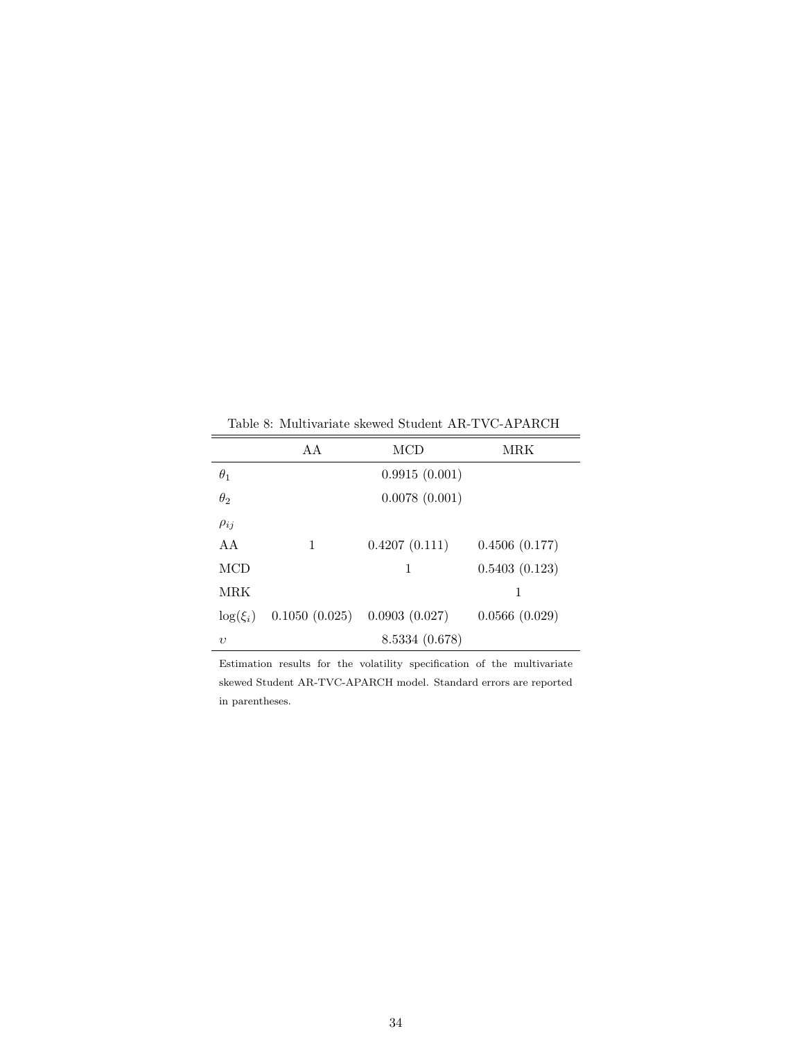Table 8: Multivariate skewed Student AR-TVC-APARCH

| | AA | MCD | MRK |
|---|---|---|---|
| $\theta_1$ | | 0.9915 (0.001) | |
| $\theta_2$ | | 0.0078 (0.001) | |
| $\rho_{ij}$ | | | |
| AA | 1 | 0.4207 (0.111) | 0.4506 (0.177) |
| MCD | | 1 | 0.5403 (0.123) |
| MRK | | | 1 |
| $\log(\xi_i)$ | 0.1050 (0.025) | 0.0903 (0.027) | 0.0566 (0.029) |
| $\upsilon$ | | 8.5334 (0.678) | |

Estimation results for the volatility specification of the multivariate skewed Student AR-TVC-APARCH model. Standard errors are reported in parentheses.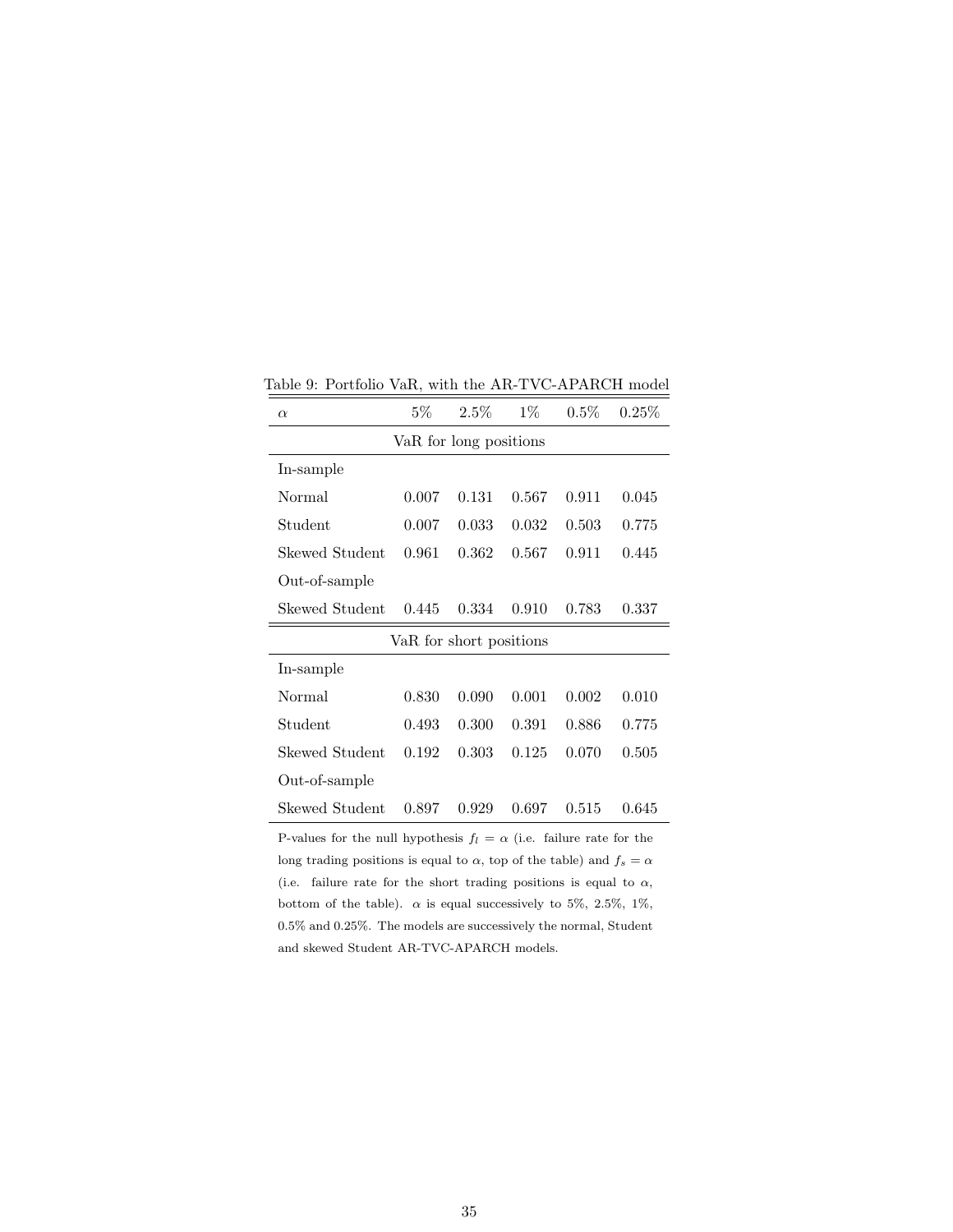Table 9: Portfolio VaR, with the AR-TVC-APARCH model

| $\alpha$ | 5% | 2.5% | 1% | 0.5% | 0.25% |
|---|---|---|---|---|---|
| VaR for long positions | | | | | |
| In-sample | | | | | |
| Normal | 0.007 | 0.131 | 0.567 | 0.911 | 0.045 |
| Student | 0.007 | 0.033 | 0.032 | 0.503 | 0.775 |
| Skewed Student | 0.961 | 0.362 | 0.567 | 0.911 | 0.445 |
| Out-of-sample | | | | | |
| Skewed Student | 0.445 | 0.334 | 0.910 | 0.783 | 0.337 |
| VaR for short positions | | | | | |
| In-sample | | | | | |
| Normal | 0.830 | 0.090 | 0.001 | 0.002 | 0.010 |
| Student | 0.493 | 0.300 | 0.391 | 0.886 | 0.775 |
| Skewed Student | 0.192 | 0.303 | 0.125 | 0.070 | 0.505 |
| Out-of-sample | | | | | |
| Skewed Student | 0.897 | 0.929 | 0.697 | 0.515 | 0.645 |

P-values for the null hypothesis $f_l = \alpha$ (i.e. failure rate for the long trading positions is equal to $\alpha$, top of the table) and $f_s = \alpha$ (i.e. failure rate for the short trading positions is equal to $\alpha$, bottom of the table). $\alpha$ is equal successively to 5%, 2.5%, 1%, 0.5% and 0.25%. The models are successively the normal, Student and skewed Student AR-TVC-APARCH models.